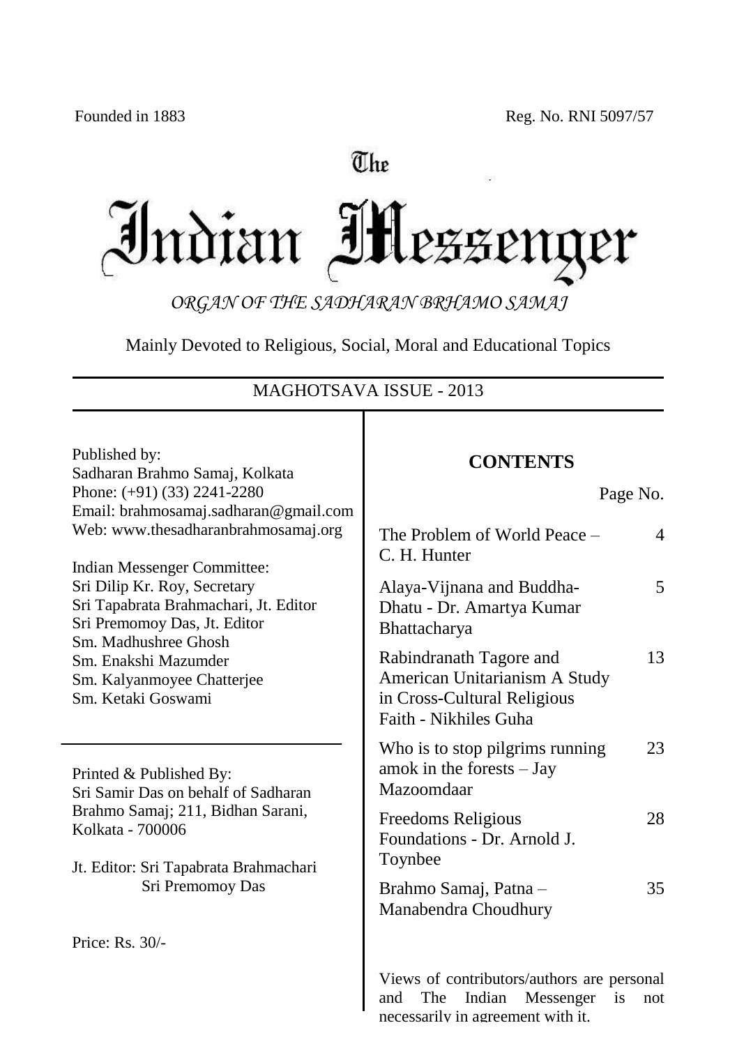Founded in 1883 Reg. No. RNI 5097/57

# The Indian Messenger

*ORGAN OF THE SADHARAN BRHAMO SAMAJ*

Mainly Devoted to Religious, Social, Moral and Educational Topics

MAGHOTSAVA ISSUE - 2013

Published by:
Sadharan Brahmo Samaj, Kolkata
Phone: (+91) (33) 2241-2280
Email: brahmosamaj.sadharan@gmail.com
Web: www.thesadharanbrahmosamaj.org

Indian Messenger Committee:
Sri Dilip Kr. Roy, Secretary
Sri Tapabrata Brahmachari, Jt. Editor
Sri Premomoy Das, Jt. Editor
Sm. Madhushree Ghosh
Sm. Enakshi Mazumder
Sm. Kalyanmoyee Chatterjee
Sm. Ketaki Goswami

Printed & Published By:
Sri Samir Das on behalf of Sadharan Brahmo Samaj; 211, Bidhan Sarani, Kolkata - 700006

Jt. Editor: Sri Tapabrata Brahmachari
Sri Premomoy Das

Price: Rs. 30/-

## CONTENTS

| | Page No. |
|---|---|
| The Problem of World Peace – C. H. Hunter | 4 |
| Alaya-Vijnana and Buddha-Dhatu - Dr. Amartya Kumar Bhattacharya | 5 |
| Rabindranath Tagore and American Unitarianism A Study in Cross-Cultural Religious Faith - Nikhiles Guha | 13 |
| Who is to stop pilgrims running amok in the forests – Jay Mazoomdaar | 23 |
| Freedoms Religious Foundations - Dr. Arnold J. Toynbee | 28 |
| Brahmo Samaj, Patna – Manabendra Choudhury | 35 |

Views of contributors/authors are personal and The Indian Messenger is not necessarily in agreement with it.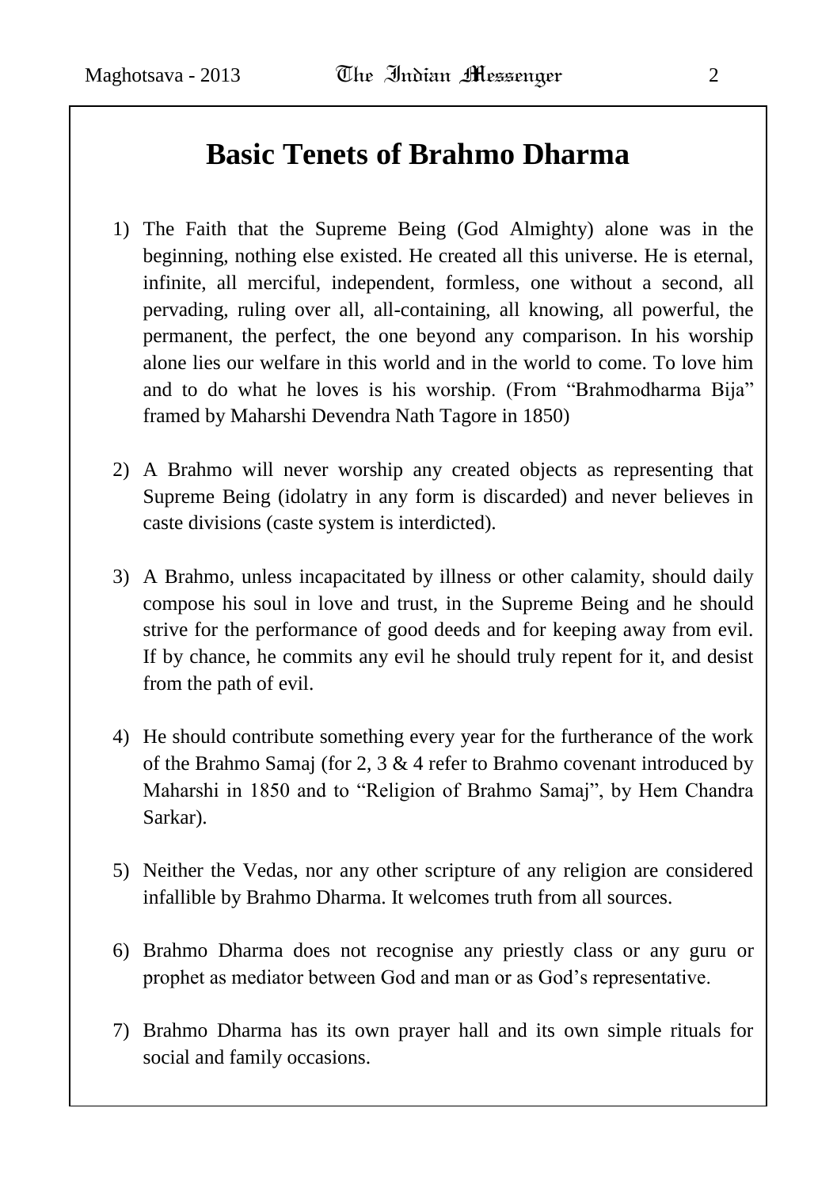# Basic Tenets of Brahmo Dharma

1) The Faith that the Supreme Being (God Almighty) alone was in the beginning, nothing else existed. He created all this universe. He is eternal, infinite, all merciful, independent, formless, one without a second, all pervading, ruling over all, all-containing, all knowing, all powerful, the permanent, the perfect, the one beyond any comparison. In his worship alone lies our welfare in this world and in the world to come. To love him and to do what he loves is his worship. (From "Brahmodharma Bija" framed by Maharshi Devendra Nath Tagore in 1850)

2) A Brahmo will never worship any created objects as representing that Supreme Being (idolatry in any form is discarded) and never believes in caste divisions (caste system is interdicted).

3) A Brahmo, unless incapacitated by illness or other calamity, should daily compose his soul in love and trust, in the Supreme Being and he should strive for the performance of good deeds and for keeping away from evil. If by chance, he commits any evil he should truly repent for it, and desist from the path of evil.

4) He should contribute something every year for the furtherance of the work of the Brahmo Samaj (for 2, 3 & 4 refer to Brahmo covenant introduced by Maharshi in 1850 and to "Religion of Brahmo Samaj", by Hem Chandra Sarkar).

5) Neither the Vedas, nor any other scripture of any religion are considered infallible by Brahmo Dharma. It welcomes truth from all sources.

6) Brahmo Dharma does not recognise any priestly class or any guru or prophet as mediator between God and man or as God's representative.

7) Brahmo Dharma has its own prayer hall and its own simple rituals for social and family occasions.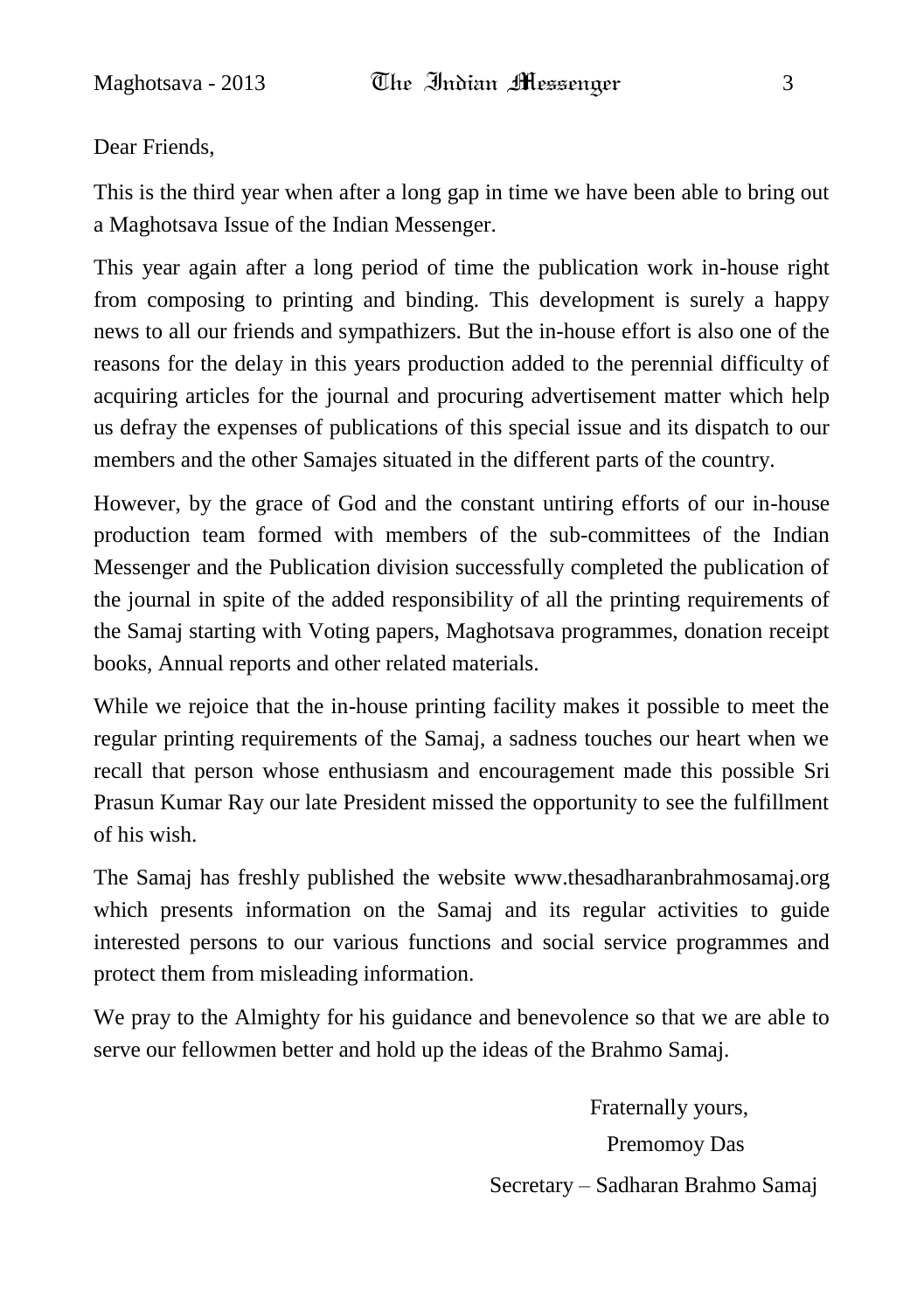Dear Friends,

This is the third year when after a long gap in time we have been able to bring out a Maghotsava Issue of the Indian Messenger.

This year again after a long period of time the publication work in-house right from composing to printing and binding. This development is surely a happy news to all our friends and sympathizers. But the in-house effort is also one of the reasons for the delay in this years production added to the perennial difficulty of acquiring articles for the journal and procuring advertisement matter which help us defray the expenses of publications of this special issue and its dispatch to our members and the other Samajes situated in the different parts of the country.

However, by the grace of God and the constant untiring efforts of our in-house production team formed with members of the sub-committees of the Indian Messenger and the Publication division successfully completed the publication of the journal in spite of the added responsibility of all the printing requirements of the Samaj starting with Voting papers, Maghotsava programmes, donation receipt books, Annual reports and other related materials.

While we rejoice that the in-house printing facility makes it possible to meet the regular printing requirements of the Samaj, a sadness touches our heart when we recall that person whose enthusiasm and encouragement made this possible Sri Prasun Kumar Ray our late President missed the opportunity to see the fulfillment of his wish.

The Samaj has freshly published the website www.thesadharanbrahmosamaj.org which presents information on the Samaj and its regular activities to guide interested persons to our various functions and social service programmes and protect them from misleading information.

We pray to the Almighty for his guidance and benevolence so that we are able to serve our fellowmen better and hold up the ideas of the Brahmo Samaj.

Fraternally yours,

Premomoy Das

Secretary – Sadharan Brahmo Samaj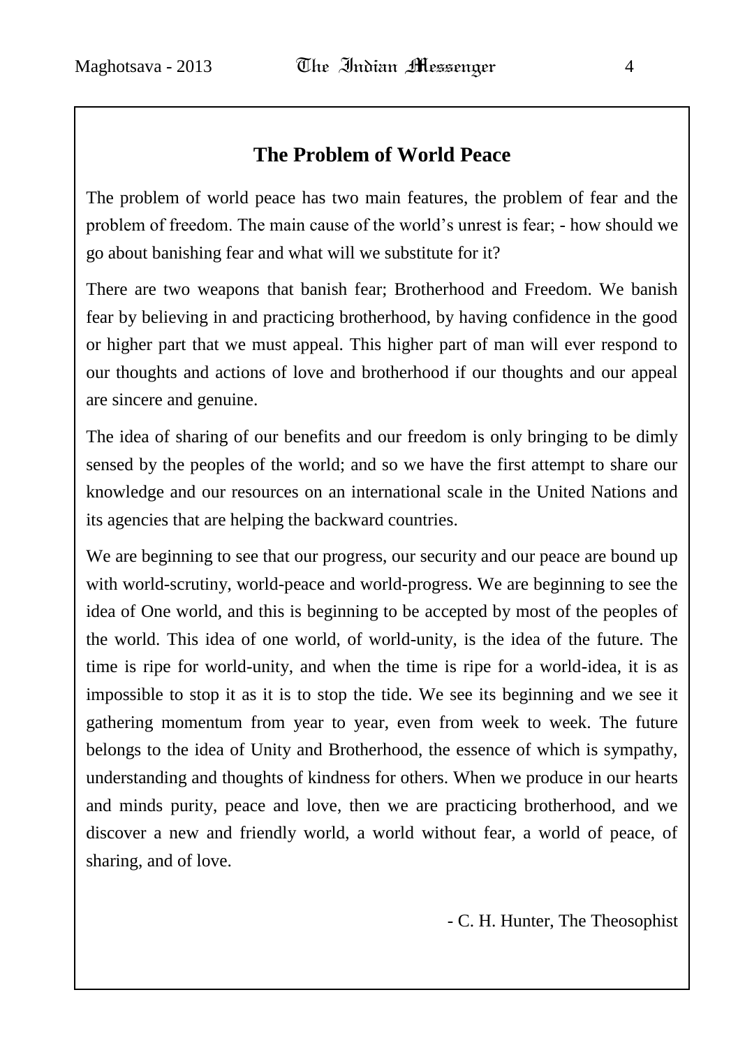## The Problem of World Peace

The problem of world peace has two main features, the problem of fear and the problem of freedom. The main cause of the world's unrest is fear; - how should we go about banishing fear and what will we substitute for it?

There are two weapons that banish fear; Brotherhood and Freedom. We banish fear by believing in and practicing brotherhood, by having confidence in the good or higher part that we must appeal. This higher part of man will ever respond to our thoughts and actions of love and brotherhood if our thoughts and our appeal are sincere and genuine.

The idea of sharing of our benefits and our freedom is only bringing to be dimly sensed by the peoples of the world; and so we have the first attempt to share our knowledge and our resources on an international scale in the United Nations and its agencies that are helping the backward countries.

We are beginning to see that our progress, our security and our peace are bound up with world-scrutiny, world-peace and world-progress. We are beginning to see the idea of One world, and this is beginning to be accepted by most of the peoples of the world. This idea of one world, of world-unity, is the idea of the future. The time is ripe for world-unity, and when the time is ripe for a world-idea, it is as impossible to stop it as it is to stop the tide. We see its beginning and we see it gathering momentum from year to year, even from week to week. The future belongs to the idea of Unity and Brotherhood, the essence of which is sympathy, understanding and thoughts of kindness for others. When we produce in our hearts and minds purity, peace and love, then we are practicing brotherhood, and we discover a new and friendly world, a world without fear, a world of peace, of sharing, and of love.

- C. H. Hunter, The Theosophist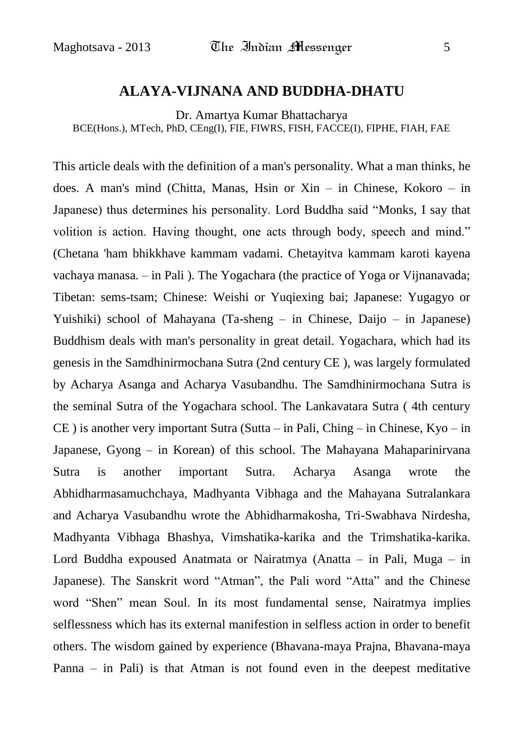## ALAYA-VIJNANA AND BUDDHA-DHATU

Dr. Amartya Kumar Bhattacharya
BCE(Hons.), MTech, PhD, CEng(I), FIE, FIWRS, FISH, FACCE(I), FIPHE, FIAH, FAE

This article deals with the definition of a man's personality. What a man thinks, he does. A man's mind (Chitta, Manas, Hsin or Xin – in Chinese, Kokoro – in Japanese) thus determines his personality. Lord Buddha said "Monks, I say that volition is action. Having thought, one acts through body, speech and mind." (Chetana 'ham bhikkhave kammam vadami. Chetayitva kammam karoti kayena vachaya manasa. – in Pali ). The Yogachara (the practice of Yoga or Vijnanavada; Tibetan: sems-tsam; Chinese: Weishi or Yuqiexing bai; Japanese: Yugagyo or Yuishiki) school of Mahayana (Ta-sheng – in Chinese, Daijo – in Japanese) Buddhism deals with man's personality in great detail. Yogachara, which had its genesis in the Samdhinirmochana Sutra (2nd century CE ), was largely formulated by Acharya Asanga and Acharya Vasubandhu. The Samdhinirmochana Sutra is the seminal Sutra of the Yogachara school. The Lankavatara Sutra ( 4th century CE ) is another very important Sutra (Sutta – in Pali, Ching – in Chinese, Kyo – in Japanese, Gyong – in Korean) of this school. The Mahayana Mahaparinirvana Sutra is another important Sutra. Acharya Asanga wrote the Abhidharmasamuchchaya, Madhyanta Vibhaga and the Mahayana Sutralankara and Acharya Vasubandhu wrote the Abhidharmakosha, Tri-Swabhava Nirdesha, Madhyanta Vibhaga Bhashya, Vimshatika-karika and the Trimshatika-karika. Lord Buddha expoused Anatmata or Nairatmya (Anatta – in Pali, Muga – in Japanese). The Sanskrit word "Atman", the Pali word "Atta" and the Chinese word "Shen" mean Soul. In its most fundamental sense, Nairatmya implies selflessness which has its external manifestion in selfless action in order to benefit others. The wisdom gained by experience (Bhavana-maya Prajna, Bhavana-maya Panna – in Pali) is that Atman is not found even in the deepest meditative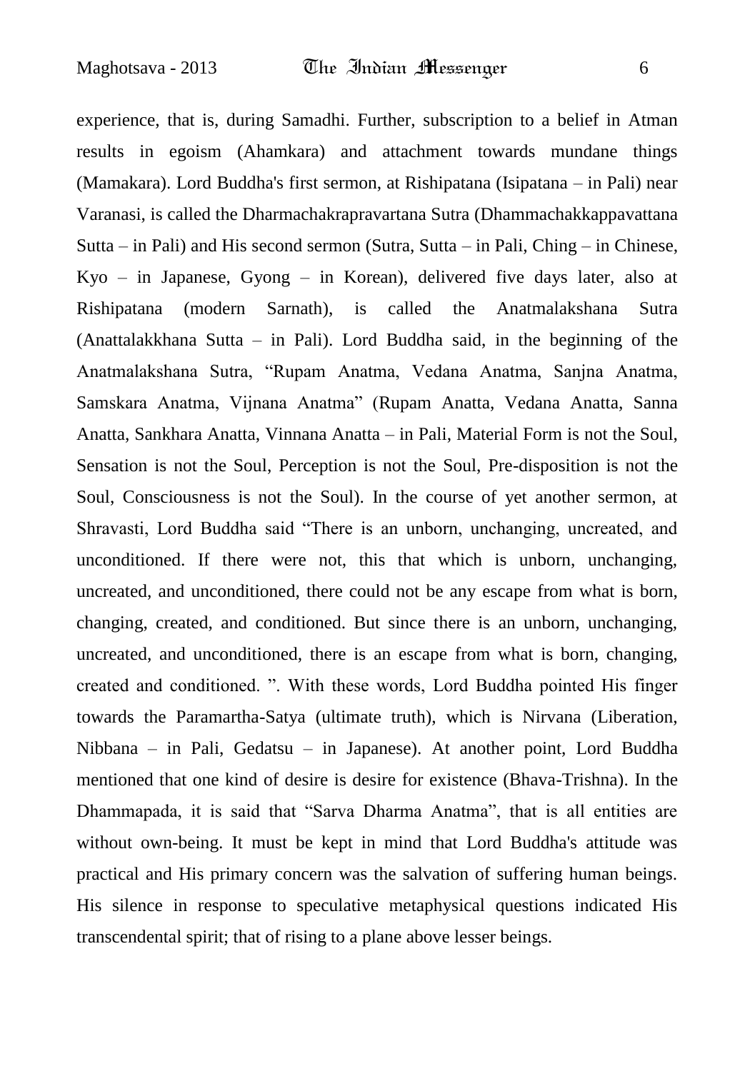experience, that is, during Samadhi. Further, subscription to a belief in Atman results in egoism (Ahamkara) and attachment towards mundane things (Mamakara). Lord Buddha's first sermon, at Rishipatana (Isipatana – in Pali) near Varanasi, is called the Dharmachakrapravartana Sutra (Dhammachakkappavattana Sutta – in Pali) and His second sermon (Sutra, Sutta – in Pali, Ching – in Chinese, Kyo – in Japanese, Gyong – in Korean), delivered five days later, also at Rishipatana (modern Sarnath), is called the Anatmalakshana Sutra (Anattalakkhana Sutta – in Pali). Lord Buddha said, in the beginning of the Anatmalakshana Sutra, "Rupam Anatma, Vedana Anatma, Sanjna Anatma, Samskara Anatma, Vijnana Anatma" (Rupam Anatta, Vedana Anatta, Sanna Anatta, Sankhara Anatta, Vinnana Anatta – in Pali, Material Form is not the Soul, Sensation is not the Soul, Perception is not the Soul, Pre-disposition is not the Soul, Consciousness is not the Soul). In the course of yet another sermon, at Shravasti, Lord Buddha said "There is an unborn, unchanging, uncreated, and unconditioned. If there were not, this that which is unborn, unchanging, uncreated, and unconditioned, there could not be any escape from what is born, changing, created, and conditioned. But since there is an unborn, unchanging, uncreated, and unconditioned, there is an escape from what is born, changing, created and conditioned. ". With these words, Lord Buddha pointed His finger towards the Paramartha-Satya (ultimate truth), which is Nirvana (Liberation, Nibbana – in Pali, Gedatsu – in Japanese). At another point, Lord Buddha mentioned that one kind of desire is desire for existence (Bhava-Trishna). In the Dhammapada, it is said that "Sarva Dharma Anatma", that is all entities are without own-being. It must be kept in mind that Lord Buddha's attitude was practical and His primary concern was the salvation of suffering human beings. His silence in response to speculative metaphysical questions indicated His transcendental spirit; that of rising to a plane above lesser beings.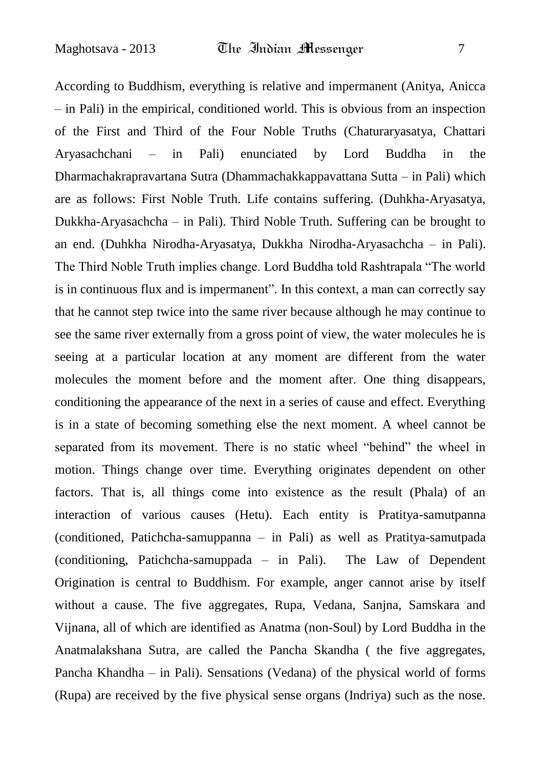According to Buddhism, everything is relative and impermanent (Anitya, Anicca – in Pali) in the empirical, conditioned world. This is obvious from an inspection of the First and Third of the Four Noble Truths (Chaturaryasatya, Chattari Aryasachchani – in Pali) enunciated by Lord Buddha in the Dharmachakrapravartana Sutra (Dhammachakkappavattana Sutta – in Pali) which are as follows: First Noble Truth. Life contains suffering. (Duhkha-Aryasatya, Dukkha-Aryasachcha – in Pali). Third Noble Truth. Suffering can be brought to an end. (Duhkha Nirodha-Aryasatya, Dukkha Nirodha-Aryasachcha – in Pali). The Third Noble Truth implies change. Lord Buddha told Rashtrapala "The world is in continuous flux and is impermanent". In this context, a man can correctly say that he cannot step twice into the same river because although he may continue to see the same river externally from a gross point of view, the water molecules he is seeing at a particular location at any moment are different from the water molecules the moment before and the moment after. One thing disappears, conditioning the appearance of the next in a series of cause and effect. Everything is in a state of becoming something else the next moment. A wheel cannot be separated from its movement. There is no static wheel "behind" the wheel in motion. Things change over time. Everything originates dependent on other factors. That is, all things come into existence as the result (Phala) of an interaction of various causes (Hetu). Each entity is Pratitya-samutpanna (conditioned, Patichcha-samuppanna – in Pali) as well as Pratitya-samutpada (conditioning, Patichcha-samuppada – in Pali). The Law of Dependent Origination is central to Buddhism. For example, anger cannot arise by itself without a cause. The five aggregates, Rupa, Vedana, Sanjna, Samskara and Vijnana, all of which are identified as Anatma (non-Soul) by Lord Buddha in the Anatmalakshana Sutra, are called the Pancha Skandha ( the five aggregates, Pancha Khandha – in Pali). Sensations (Vedana) of the physical world of forms (Rupa) are received by the five physical sense organs (Indriya) such as the nose.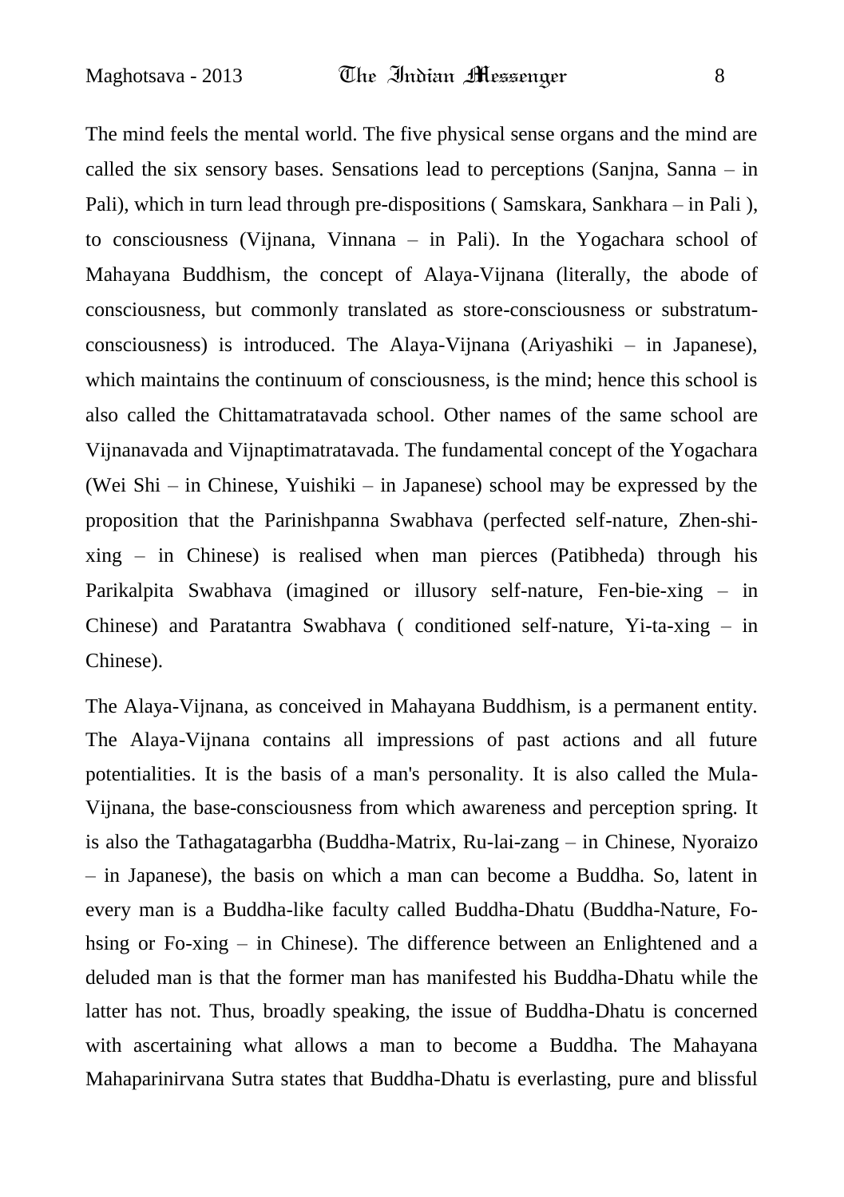The mind feels the mental world. The five physical sense organs and the mind are called the six sensory bases. Sensations lead to perceptions (Sanjna, Sanna – in Pali), which in turn lead through pre-dispositions ( Samskara, Sankhara – in Pali ), to consciousness (Vijnana, Vinnana – in Pali). In the Yogachara school of Mahayana Buddhism, the concept of Alaya-Vijnana (literally, the abode of consciousness, but commonly translated as store-consciousness or substratum-consciousness) is introduced. The Alaya-Vijnana (Ariyashiki – in Japanese), which maintains the continuum of consciousness, is the mind; hence this school is also called the Chittamatratavada school. Other names of the same school are Vijnanavada and Vijnaptimatratavada. The fundamental concept of the Yogachara (Wei Shi – in Chinese, Yuishiki – in Japanese) school may be expressed by the proposition that the Parinishpanna Swabhava (perfected self-nature, Zhen-shi-xing – in Chinese) is realised when man pierces (Patibheda) through his Parikalpita Swabhava (imagined or illusory self-nature, Fen-bie-xing – in Chinese) and Paratantra Swabhava ( conditioned self-nature, Yi-ta-xing – in Chinese).

The Alaya-Vijnana, as conceived in Mahayana Buddhism, is a permanent entity. The Alaya-Vijnana contains all impressions of past actions and all future potentialities. It is the basis of a man's personality. It is also called the Mula-Vijnana, the base-consciousness from which awareness and perception spring. It is also the Tathagatagarbha (Buddha-Matrix, Ru-lai-zang – in Chinese, Nyoraizo – in Japanese), the basis on which a man can become a Buddha. So, latent in every man is a Buddha-like faculty called Buddha-Dhatu (Buddha-Nature, Fo-hsing or Fo-xing – in Chinese). The difference between an Enlightened and a deluded man is that the former man has manifested his Buddha-Dhatu while the latter has not. Thus, broadly speaking, the issue of Buddha-Dhatu is concerned with ascertaining what allows a man to become a Buddha. The Mahayana Mahaparinirvana Sutra states that Buddha-Dhatu is everlasting, pure and blissful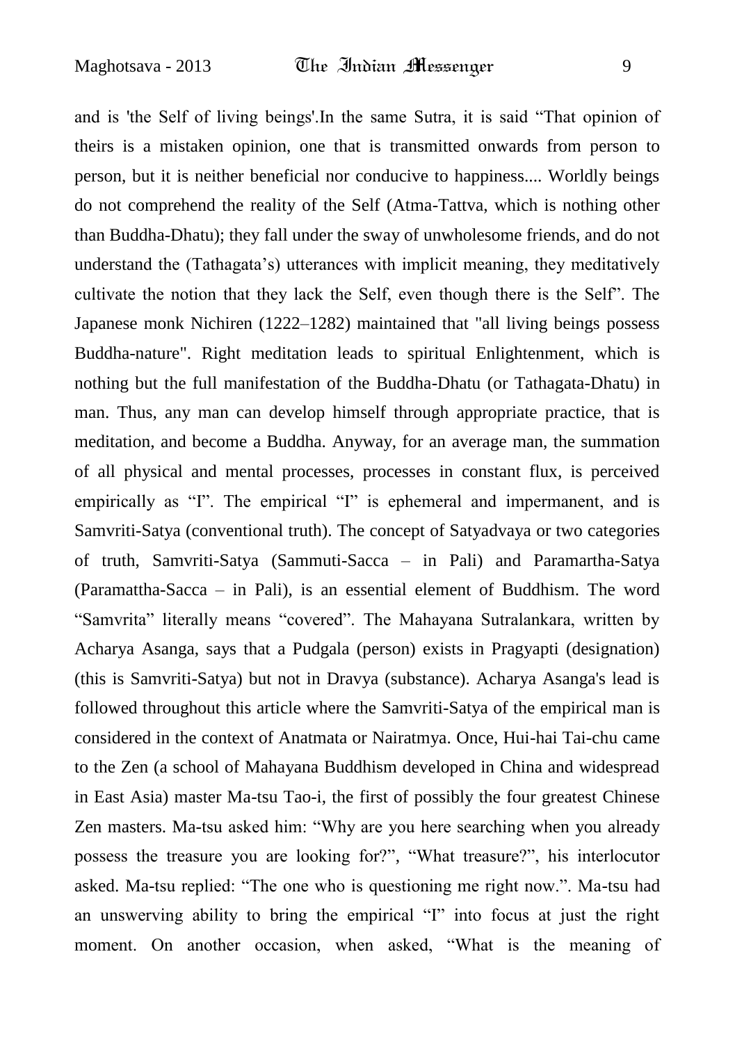and is 'the Self of living beings'.In the same Sutra, it is said "That opinion of theirs is a mistaken opinion, one that is transmitted onwards from person to person, but it is neither beneficial nor conducive to happiness.... Worldly beings do not comprehend the reality of the Self (Atma-Tattva, which is nothing other than Buddha-Dhatu); they fall under the sway of unwholesome friends, and do not understand the (Tathagata's) utterances with implicit meaning, they meditatively cultivate the notion that they lack the Self, even though there is the Self". The Japanese monk Nichiren (1222–1282) maintained that "all living beings possess Buddha-nature". Right meditation leads to spiritual Enlightenment, which is nothing but the full manifestation of the Buddha-Dhatu (or Tathagata-Dhatu) in man. Thus, any man can develop himself through appropriate practice, that is meditation, and become a Buddha. Anyway, for an average man, the summation of all physical and mental processes, processes in constant flux, is perceived empirically as "I". The empirical "I" is ephemeral and impermanent, and is Samvriti-Satya (conventional truth). The concept of Satyadvaya or two categories of truth, Samvriti-Satya (Sammuti-Sacca – in Pali) and Paramartha-Satya (Paramattha-Sacca – in Pali), is an essential element of Buddhism. The word "Samvrita" literally means "covered". The Mahayana Sutralankara, written by Acharya Asanga, says that a Pudgala (person) exists in Pragyapti (designation) (this is Samvriti-Satya) but not in Dravya (substance). Acharya Asanga's lead is followed throughout this article where the Samvriti-Satya of the empirical man is considered in the context of Anatmata or Nairatmya. Once, Hui-hai Tai-chu came to the Zen (a school of Mahayana Buddhism developed in China and widespread in East Asia) master Ma-tsu Tao-i, the first of possibly the four greatest Chinese Zen masters. Ma-tsu asked him: "Why are you here searching when you already possess the treasure you are looking for?", "What treasure?", his interlocutor asked. Ma-tsu replied: "The one who is questioning me right now.". Ma-tsu had an unswerving ability to bring the empirical "I" into focus at just the right moment. On another occasion, when asked, "What is the meaning of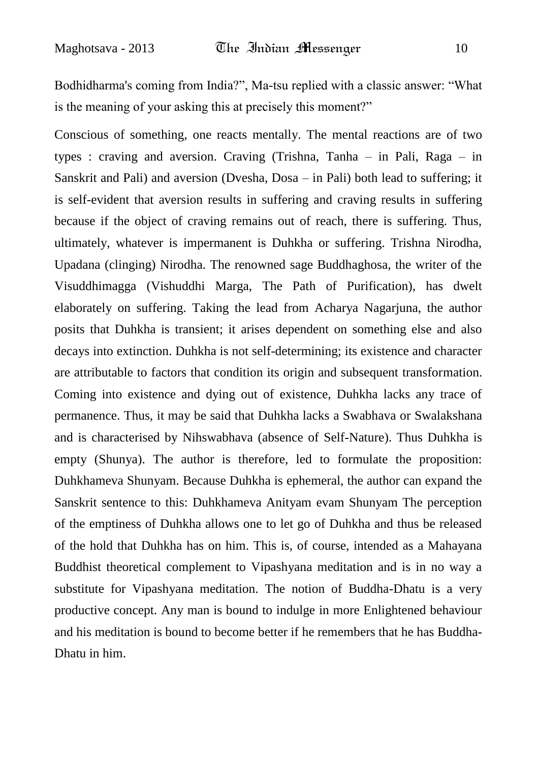Bodhidharma's coming from India?", Ma-tsu replied with a classic answer: "What is the meaning of your asking this at precisely this moment?"

Conscious of something, one reacts mentally. The mental reactions are of two types : craving and aversion. Craving (Trishna, Tanha – in Pali, Raga – in Sanskrit and Pali) and aversion (Dvesha, Dosa – in Pali) both lead to suffering; it is self-evident that aversion results in suffering and craving results in suffering because if the object of craving remains out of reach, there is suffering. Thus, ultimately, whatever is impermanent is Duhkha or suffering. Trishna Nirodha, Upadana (clinging) Nirodha. The renowned sage Buddhaghosa, the writer of the Visuddhimagga (Vishuddhi Marga, The Path of Purification), has dwelt elaborately on suffering. Taking the lead from Acharya Nagarjuna, the author posits that Duhkha is transient; it arises dependent on something else and also decays into extinction. Duhkha is not self-determining; its existence and character are attributable to factors that condition its origin and subsequent transformation. Coming into existence and dying out of existence, Duhkha lacks any trace of permanence. Thus, it may be said that Duhkha lacks a Swabhava or Swalakshana and is characterised by Nihswabhava (absence of Self-Nature). Thus Duhkha is empty (Shunya). The author is therefore, led to formulate the proposition: Duhkhameva Shunyam. Because Duhkha is ephemeral, the author can expand the Sanskrit sentence to this: Duhkhameva Anityam evam Shunyam The perception of the emptiness of Duhkha allows one to let go of Duhkha and thus be released of the hold that Duhkha has on him. This is, of course, intended as a Mahayana Buddhist theoretical complement to Vipashyana meditation and is in no way a substitute for Vipashyana meditation. The notion of Buddha-Dhatu is a very productive concept. Any man is bound to indulge in more Enlightened behaviour and his meditation is bound to become better if he remembers that he has Buddha-Dhatu in him.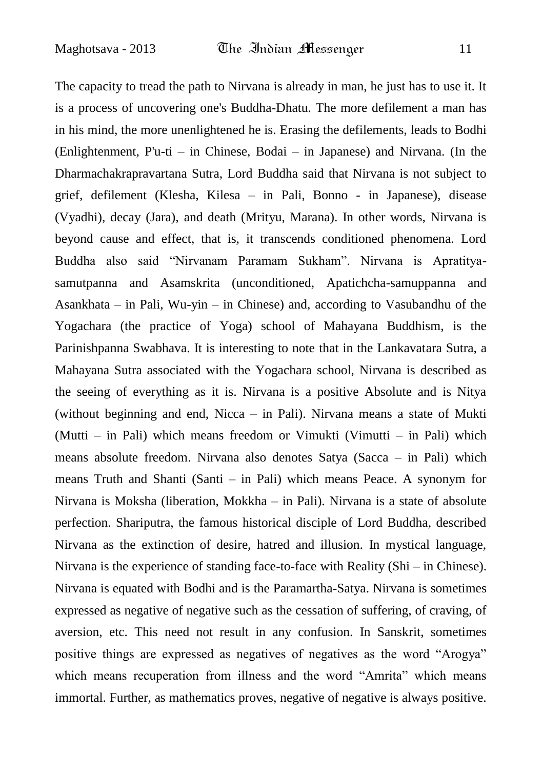The capacity to tread the path to Nirvana is already in man, he just has to use it. It is a process of uncovering one's Buddha-Dhatu. The more defilement a man has in his mind, the more unenlightened he is. Erasing the defilements, leads to Bodhi (Enlightenment, P'u-ti – in Chinese, Bodai – in Japanese) and Nirvana. (In the Dharmachakrapravartana Sutra, Lord Buddha said that Nirvana is not subject to grief, defilement (Klesha, Kilesa – in Pali, Bonno - in Japanese), disease (Vyadhi), decay (Jara), and death (Mrityu, Marana). In other words, Nirvana is beyond cause and effect, that is, it transcends conditioned phenomena. Lord Buddha also said "Nirvanam Paramam Sukham". Nirvana is Apratitya-samutpanna and Asamskrita (unconditioned, Apatichcha-samuppanna and Asankhata – in Pali, Wu-yin – in Chinese) and, according to Vasubandhu of the Yogachara (the practice of Yoga) school of Mahayana Buddhism, is the Parinishpanna Swabhava. It is interesting to note that in the Lankavatara Sutra, a Mahayana Sutra associated with the Yogachara school, Nirvana is described as the seeing of everything as it is. Nirvana is a positive Absolute and is Nitya (without beginning and end, Nicca – in Pali). Nirvana means a state of Mukti (Mutti – in Pali) which means freedom or Vimukti (Vimutti – in Pali) which means absolute freedom. Nirvana also denotes Satya (Sacca – in Pali) which means Truth and Shanti (Santi – in Pali) which means Peace. A synonym for Nirvana is Moksha (liberation, Mokkha – in Pali). Nirvana is a state of absolute perfection. Shariputra, the famous historical disciple of Lord Buddha, described Nirvana as the extinction of desire, hatred and illusion. In mystical language, Nirvana is the experience of standing face-to-face with Reality (Shi – in Chinese). Nirvana is equated with Bodhi and is the Paramartha-Satya. Nirvana is sometimes expressed as negative of negative such as the cessation of suffering, of craving, of aversion, etc. This need not result in any confusion. In Sanskrit, sometimes positive things are expressed as negatives of negatives as the word "Arogya" which means recuperation from illness and the word "Amrita" which means immortal. Further, as mathematics proves, negative of negative is always positive.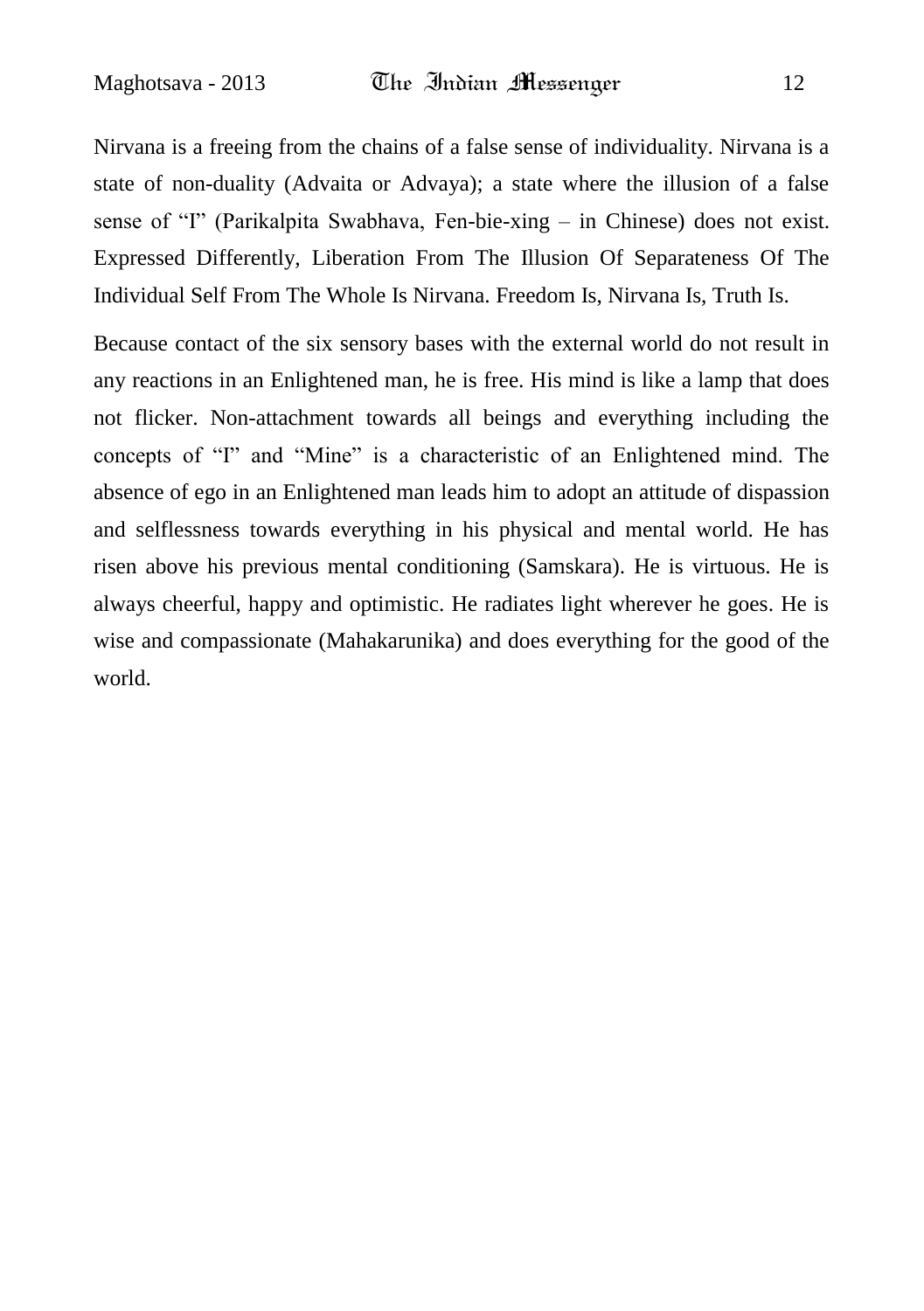Nirvana is a freeing from the chains of a false sense of individuality. Nirvana is a state of non-duality (Advaita or Advaya); a state where the illusion of a false sense of "I" (Parikalpita Swabhava, Fen-bie-xing – in Chinese) does not exist. Expressed Differently, Liberation From The Illusion Of Separateness Of The Individual Self From The Whole Is Nirvana. Freedom Is, Nirvana Is, Truth Is.

Because contact of the six sensory bases with the external world do not result in any reactions in an Enlightened man, he is free. His mind is like a lamp that does not flicker. Non-attachment towards all beings and everything including the concepts of "I" and "Mine" is a characteristic of an Enlightened mind. The absence of ego in an Enlightened man leads him to adopt an attitude of dispassion and selflessness towards everything in his physical and mental world. He has risen above his previous mental conditioning (Samskara). He is virtuous. He is always cheerful, happy and optimistic. He radiates light wherever he goes. He is wise and compassionate (Mahakarunika) and does everything for the good of the world.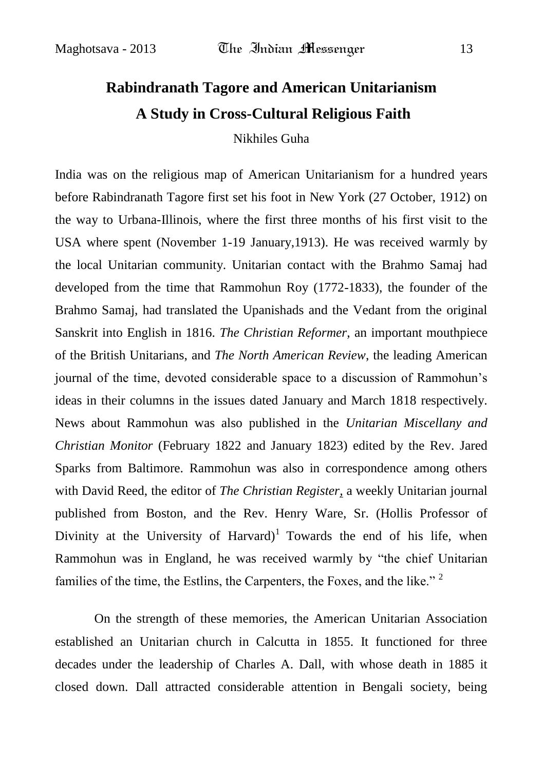# Rabindranath Tagore and American Unitarianism

## A Study in Cross-Cultural Religious Faith

Nikhiles Guha

India was on the religious map of American Unitarianism for a hundred years before Rabindranath Tagore first set his foot in New York (27 October, 1912) on the way to Urbana-Illinois, where the first three months of his first visit to the USA where spent (November 1-19 January,1913). He was received warmly by the local Unitarian community. Unitarian contact with the Brahmo Samaj had developed from the time that Rammohun Roy (1772-1833), the founder of the Brahmo Samaj, had translated the Upanishads and the Vedant from the original Sanskrit into English in 1816. *The Christian Reformer,* an important mouthpiece of the British Unitarians, and *The North American Review*, the leading American journal of the time, devoted considerable space to a discussion of Rammohun's ideas in their columns in the issues dated January and March 1818 respectively. News about Rammohun was also published in the *Unitarian Miscellany and Christian Monitor* (February 1822 and January 1823) edited by the Rev. Jared Sparks from Baltimore. Rammohun was also in correspondence among others with David Reed, the editor of *The Christian Register*, a weekly Unitarian journal published from Boston, and the Rev. Henry Ware, Sr. (Hollis Professor of Divinity at the University of Harvard)[1] Towards the end of his life, when Rammohun was in England, he was received warmly by "the chief Unitarian families of the time, the Estlins, the Carpenters, the Foxes, and the like." [2]

On the strength of these memories, the American Unitarian Association established an Unitarian church in Calcutta in 1855. It functioned for three decades under the leadership of Charles A. Dall, with whose death in 1885 it closed down. Dall attracted considerable attention in Bengali society, being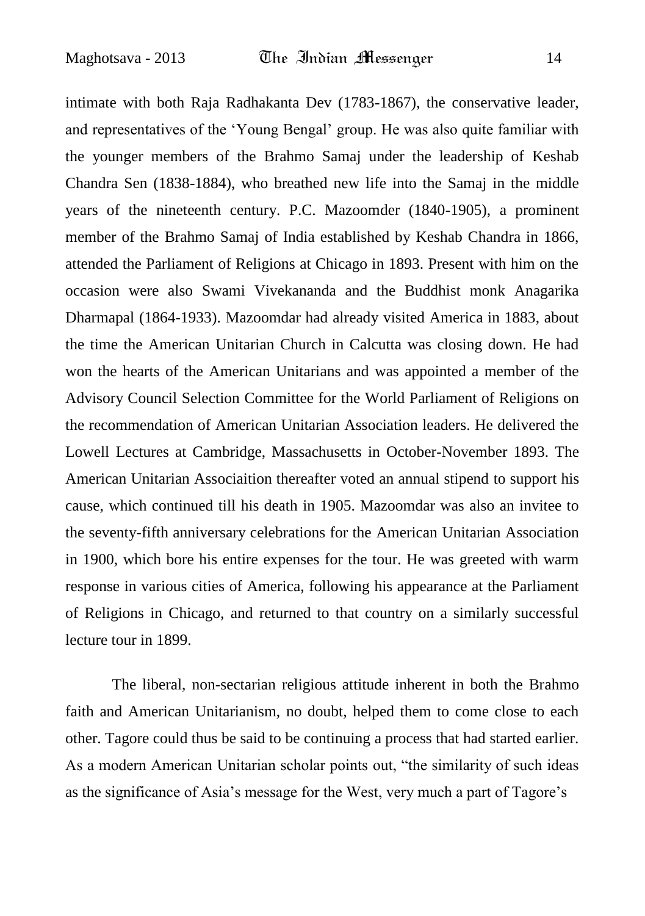intimate with both Raja Radhakanta Dev (1783-1867), the conservative leader, and representatives of the 'Young Bengal' group. He was also quite familiar with the younger members of the Brahmo Samaj under the leadership of Keshab Chandra Sen (1838-1884), who breathed new life into the Samaj in the middle years of the nineteenth century. P.C. Mazoomder (1840-1905), a prominent member of the Brahmo Samaj of India established by Keshab Chandra in 1866, attended the Parliament of Religions at Chicago in 1893. Present with him on the occasion were also Swami Vivekananda and the Buddhist monk Anagarika Dharmapal (1864-1933). Mazoomdar had already visited America in 1883, about the time the American Unitarian Church in Calcutta was closing down. He had won the hearts of the American Unitarians and was appointed a member of the Advisory Council Selection Committee for the World Parliament of Religions on the recommendation of American Unitarian Association leaders. He delivered the Lowell Lectures at Cambridge, Massachusetts in October-November 1893. The American Unitarian Associaition thereafter voted an annual stipend to support his cause, which continued till his death in 1905. Mazoomdar was also an invitee to the seventy-fifth anniversary celebrations for the American Unitarian Association in 1900, which bore his entire expenses for the tour. He was greeted with warm response in various cities of America, following his appearance at the Parliament of Religions in Chicago, and returned to that country on a similarly successful lecture tour in 1899.

The liberal, non-sectarian religious attitude inherent in both the Brahmo faith and American Unitarianism, no doubt, helped them to come close to each other. Tagore could thus be said to be continuing a process that had started earlier. As a modern American Unitarian scholar points out, "the similarity of such ideas as the significance of Asia's message for the West, very much a part of Tagore's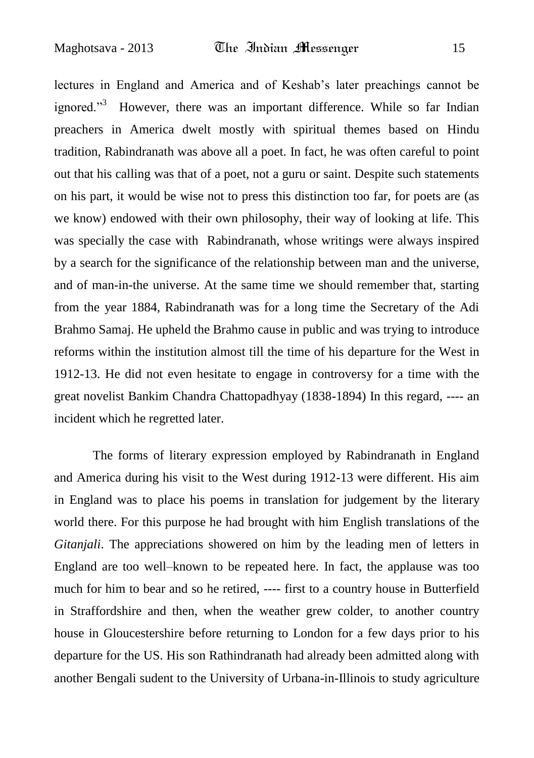lectures in England and America and of Keshab's later preachings cannot be ignored."[3] However, there was an important difference. While so far Indian preachers in America dwelt mostly with spiritual themes based on Hindu tradition, Rabindranath was above all a poet. In fact, he was often careful to point out that his calling was that of a poet, not a guru or saint. Despite such statements on his part, it would be wise not to press this distinction too far, for poets are (as we know) endowed with their own philosophy, their way of looking at life. This was specially the case with Rabindranath, whose writings were always inspired by a search for the significance of the relationship between man and the universe, and of man-in-the universe. At the same time we should remember that, starting from the year 1884, Rabindranath was for a long time the Secretary of the Adi Brahmo Samaj. He upheld the Brahmo cause in public and was trying to introduce reforms within the institution almost till the time of his departure for the West in 1912-13. He did not even hesitate to engage in controversy for a time with the great novelist Bankim Chandra Chattopadhyay (1838-1894) In this regard, ---- an incident which he regretted later.

The forms of literary expression employed by Rabindranath in England and America during his visit to the West during 1912-13 were different. His aim in England was to place his poems in translation for judgement by the literary world there. For this purpose he had brought with him English translations of the *Gitanjali*. The appreciations showered on him by the leading men of letters in England are too well–known to be repeated here. In fact, the applause was too much for him to bear and so he retired, ---- first to a country house in Butterfield in Straffordshire and then, when the weather grew colder, to another country house in Gloucestershire before returning to London for a few days prior to his departure for the US. His son Rathindranath had already been admitted along with another Bengali sudent to the University of Urbana-in-Illinois to study agriculture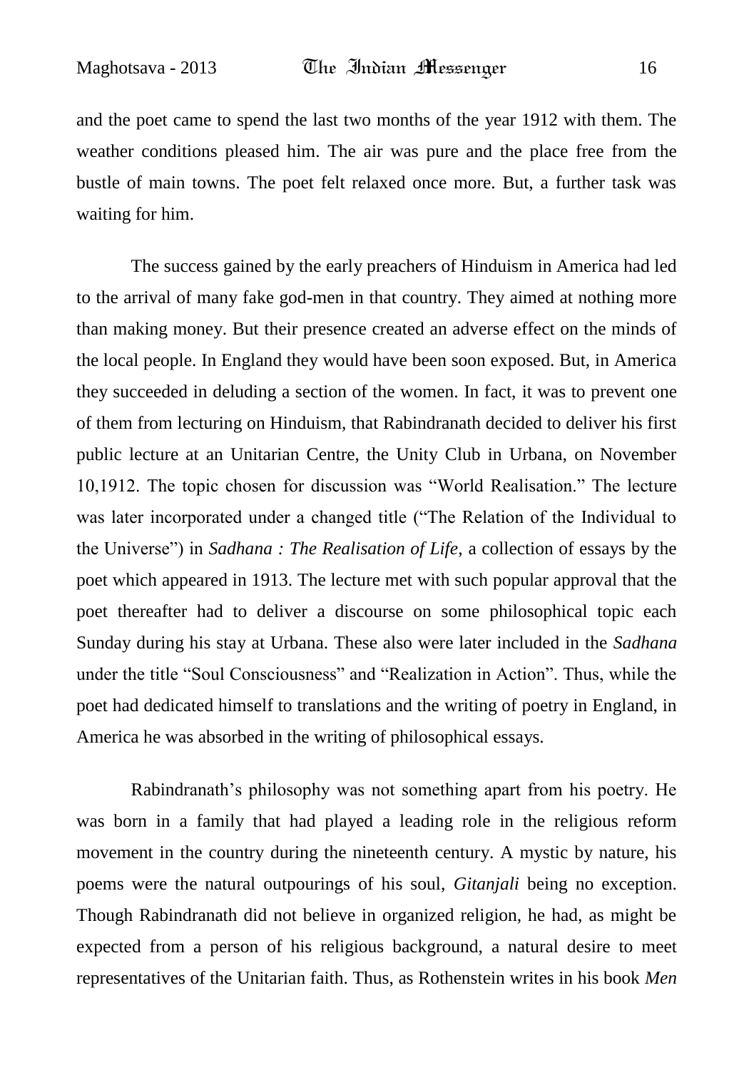and the poet came to spend the last two months of the year 1912 with them. The weather conditions pleased him. The air was pure and the place free from the bustle of main towns. The poet felt relaxed once more. But, a further task was waiting for him.

The success gained by the early preachers of Hinduism in America had led to the arrival of many fake god-men in that country. They aimed at nothing more than making money. But their presence created an adverse effect on the minds of the local people. In England they would have been soon exposed. But, in America they succeeded in deluding a section of the women. In fact, it was to prevent one of them from lecturing on Hinduism, that Rabindranath decided to deliver his first public lecture at an Unitarian Centre, the Unity Club in Urbana, on November 10,1912. The topic chosen for discussion was "World Realisation." The lecture was later incorporated under a changed title ("The Relation of the Individual to the Universe") in *Sadhana : The Realisation of Life*, a collection of essays by the poet which appeared in 1913. The lecture met with such popular approval that the poet thereafter had to deliver a discourse on some philosophical topic each Sunday during his stay at Urbana. These also were later included in the *Sadhana* under the title "Soul Consciousness" and "Realization in Action". Thus, while the poet had dedicated himself to translations and the writing of poetry in England, in America he was absorbed in the writing of philosophical essays.

Rabindranath's philosophy was not something apart from his poetry. He was born in a family that had played a leading role in the religious reform movement in the country during the nineteenth century. A mystic by nature, his poems were the natural outpourings of his soul, *Gitanjali* being no exception. Though Rabindranath did not believe in organized religion, he had, as might be expected from a person of his religious background, a natural desire to meet representatives of the Unitarian faith. Thus, as Rothenstein writes in his book *Men*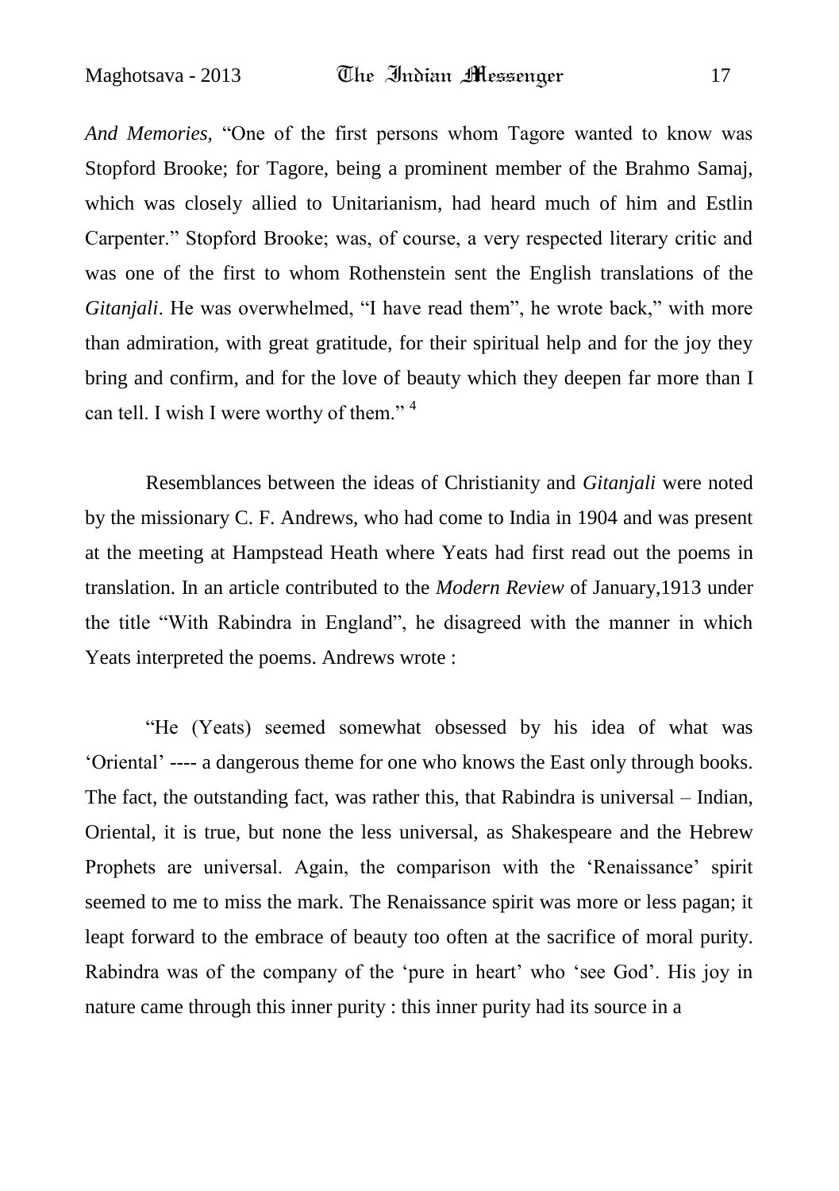*And Memories*, "One of the first persons whom Tagore wanted to know was Stopford Brooke; for Tagore, being a prominent member of the Brahmo Samaj, which was closely allied to Unitarianism, had heard much of him and Estlin Carpenter." Stopford Brooke; was, of course, a very respected literary critic and was one of the first to whom Rothenstein sent the English translations of the *Gitanjali*. He was overwhelmed, "I have read them", he wrote back," with more than admiration, with great gratitude, for their spiritual help and for the joy they bring and confirm, and for the love of beauty which they deepen far more than I can tell. I wish I were worthy of them." [4]

Resemblances between the ideas of Christianity and *Gitanjali* were noted by the missionary C. F. Andrews, who had come to India in 1904 and was present at the meeting at Hampstead Heath where Yeats had first read out the poems in translation. In an article contributed to the *Modern Review* of January,1913 under the title "With Rabindra in England", he disagreed with the manner in which Yeats interpreted the poems. Andrews wrote :

"He (Yeats) seemed somewhat obsessed by his idea of what was 'Oriental' ---- a dangerous theme for one who knows the East only through books. The fact, the outstanding fact, was rather this, that Rabindra is universal – Indian, Oriental, it is true, but none the less universal, as Shakespeare and the Hebrew Prophets are universal. Again, the comparison with the 'Renaissance' spirit seemed to me to miss the mark. The Renaissance spirit was more or less pagan; it leapt forward to the embrace of beauty too often at the sacrifice of moral purity. Rabindra was of the company of the 'pure in heart' who 'see God'. His joy in nature came through this inner purity : this inner purity had its source in a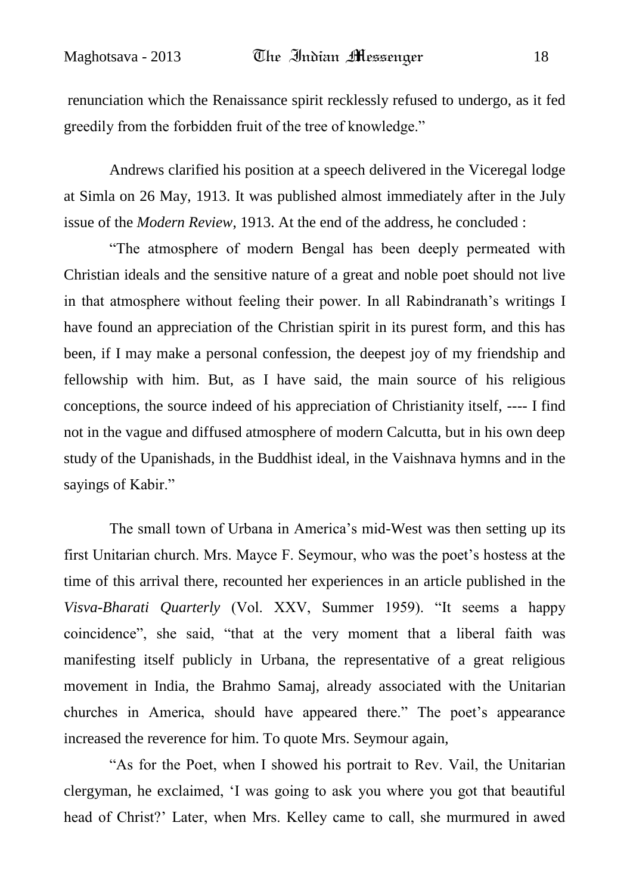renunciation which the Renaissance spirit recklessly refused to undergo, as it fed greedily from the forbidden fruit of the tree of knowledge."

Andrews clarified his position at a speech delivered in the Viceregal lodge at Simla on 26 May, 1913. It was published almost immediately after in the July issue of the *Modern Review*, 1913. At the end of the address, he concluded :

"The atmosphere of modern Bengal has been deeply permeated with Christian ideals and the sensitive nature of a great and noble poet should not live in that atmosphere without feeling their power. In all Rabindranath's writings I have found an appreciation of the Christian spirit in its purest form, and this has been, if I may make a personal confession, the deepest joy of my friendship and fellowship with him. But, as I have said, the main source of his religious conceptions, the source indeed of his appreciation of Christianity itself, ---- I find not in the vague and diffused atmosphere of modern Calcutta, but in his own deep study of the Upanishads, in the Buddhist ideal, in the Vaishnava hymns and in the sayings of Kabir."

The small town of Urbana in America's mid-West was then setting up its first Unitarian church. Mrs. Mayce F. Seymour, who was the poet's hostess at the time of this arrival there, recounted her experiences in an article published in the *Visva-Bharati Quarterly* (Vol. XXV, Summer 1959). "It seems a happy coincidence", she said, "that at the very moment that a liberal faith was manifesting itself publicly in Urbana, the representative of a great religious movement in India, the Brahmo Samaj, already associated with the Unitarian churches in America, should have appeared there." The poet's appearance increased the reverence for him. To quote Mrs. Seymour again,

"As for the Poet, when I showed his portrait to Rev. Vail, the Unitarian clergyman, he exclaimed, 'I was going to ask you where you got that beautiful head of Christ?' Later, when Mrs. Kelley came to call, she murmured in awed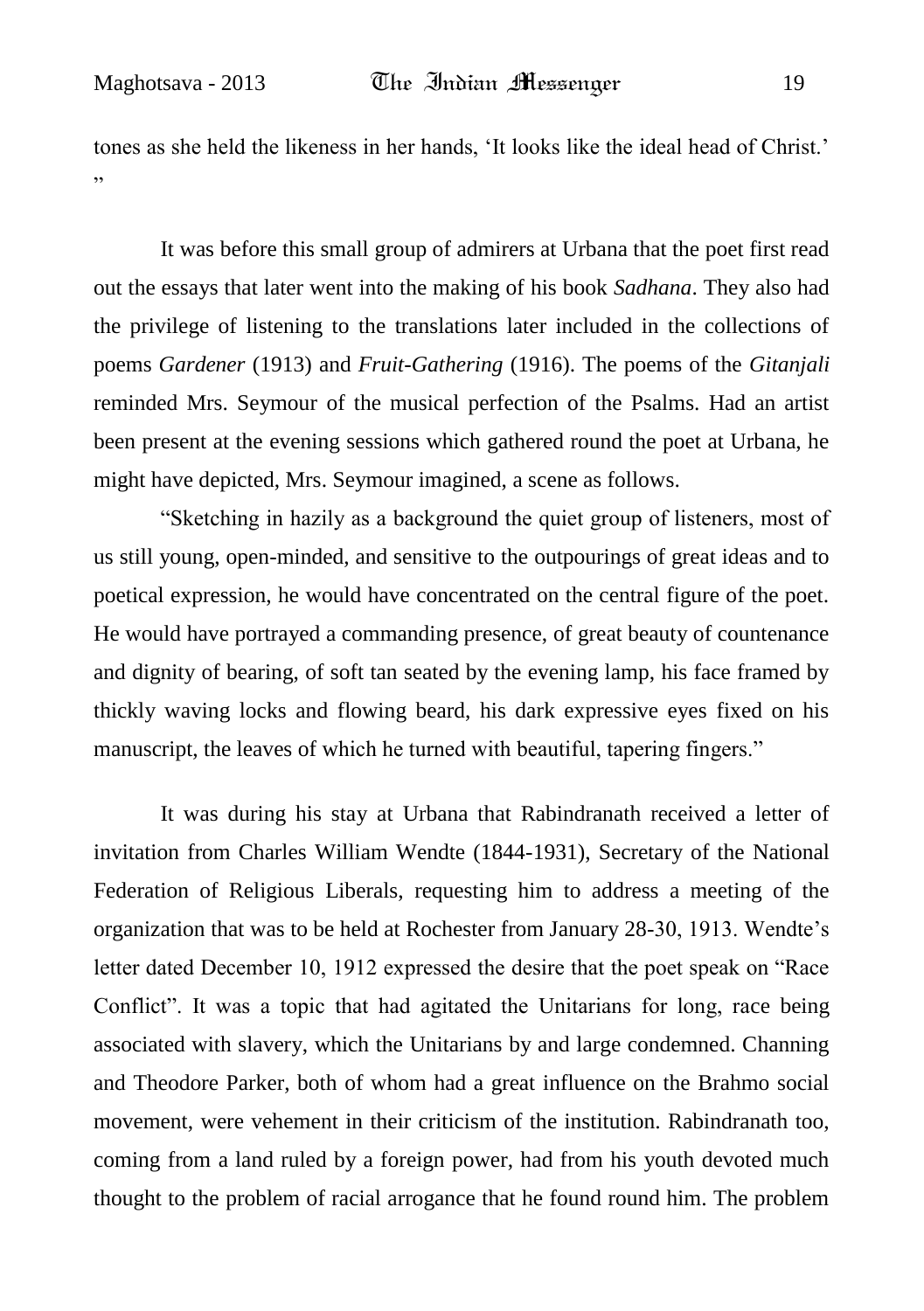tones as she held the likeness in her hands, 'It looks like the ideal head of Christ.' "

It was before this small group of admirers at Urbana that the poet first read out the essays that later went into the making of his book *Sadhana*. They also had the privilege of listening to the translations later included in the collections of poems *Gardener* (1913) and *Fruit-Gathering* (1916). The poems of the *Gitanjali* reminded Mrs. Seymour of the musical perfection of the Psalms. Had an artist been present at the evening sessions which gathered round the poet at Urbana, he might have depicted, Mrs. Seymour imagined, a scene as follows.

"Sketching in hazily as a background the quiet group of listeners, most of us still young, open-minded, and sensitive to the outpourings of great ideas and to poetical expression, he would have concentrated on the central figure of the poet. He would have portrayed a commanding presence, of great beauty of countenance and dignity of bearing, of soft tan seated by the evening lamp, his face framed by thickly waving locks and flowing beard, his dark expressive eyes fixed on his manuscript, the leaves of which he turned with beautiful, tapering fingers."

It was during his stay at Urbana that Rabindranath received a letter of invitation from Charles William Wendte (1844-1931), Secretary of the National Federation of Religious Liberals, requesting him to address a meeting of the organization that was to be held at Rochester from January 28-30, 1913. Wendte's letter dated December 10, 1912 expressed the desire that the poet speak on "Race Conflict". It was a topic that had agitated the Unitarians for long, race being associated with slavery, which the Unitarians by and large condemned. Channing and Theodore Parker, both of whom had a great influence on the Brahmo social movement, were vehement in their criticism of the institution. Rabindranath too, coming from a land ruled by a foreign power, had from his youth devoted much thought to the problem of racial arrogance that he found round him. The problem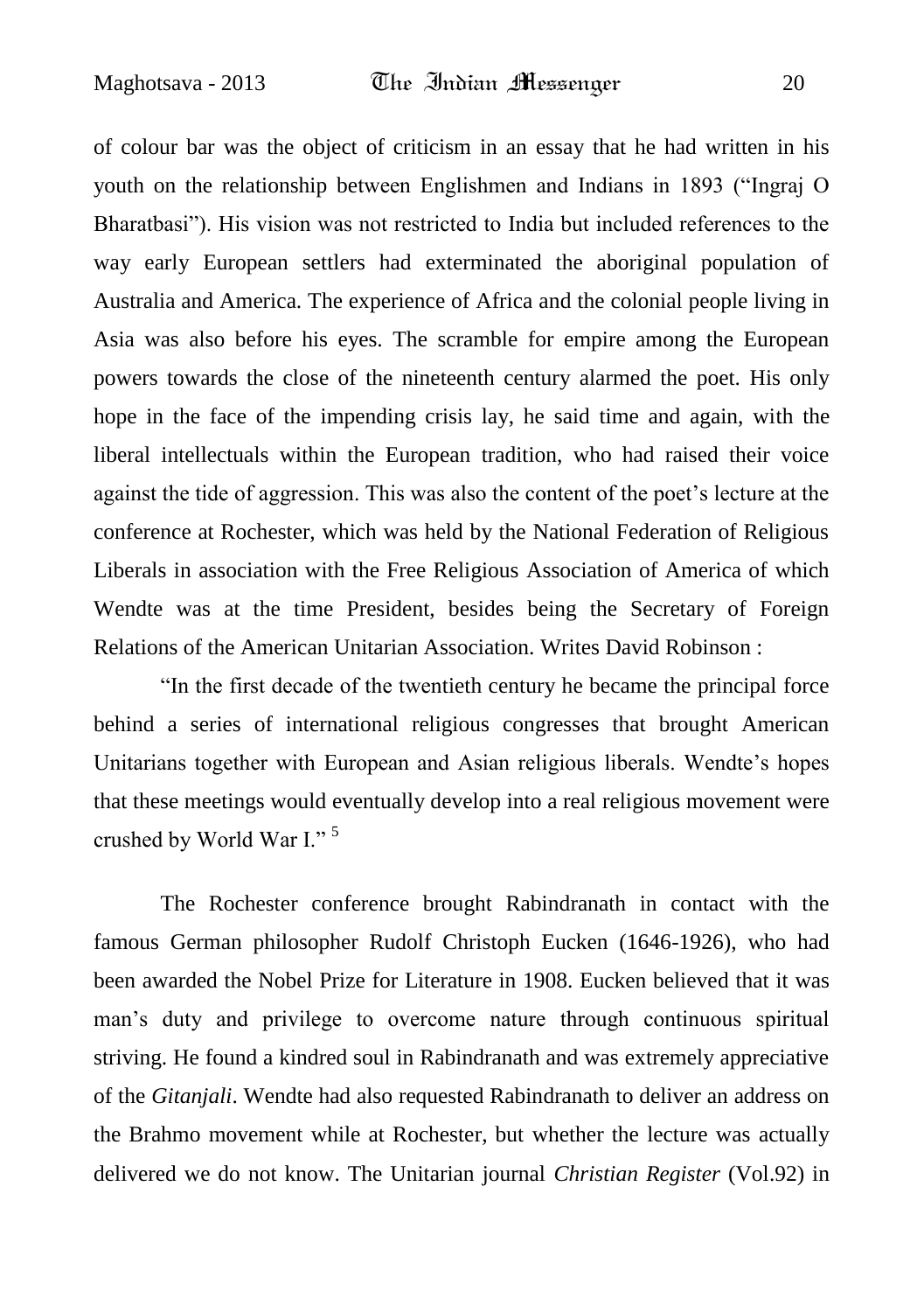of colour bar was the object of criticism in an essay that he had written in his youth on the relationship between Englishmen and Indians in 1893 ("Ingraj O Bharatbasi"). His vision was not restricted to India but included references to the way early European settlers had exterminated the aboriginal population of Australia and America. The experience of Africa and the colonial people living in Asia was also before his eyes. The scramble for empire among the European powers towards the close of the nineteenth century alarmed the poet. His only hope in the face of the impending crisis lay, he said time and again, with the liberal intellectuals within the European tradition, who had raised their voice against the tide of aggression. This was also the content of the poet's lecture at the conference at Rochester, which was held by the National Federation of Religious Liberals in association with the Free Religious Association of America of which Wendte was at the time President, besides being the Secretary of Foreign Relations of the American Unitarian Association. Writes David Robinson :

"In the first decade of the twentieth century he became the principal force behind a series of international religious congresses that brought American Unitarians together with European and Asian religious liberals. Wendte's hopes that these meetings would eventually develop into a real religious movement were crushed by World War I." [5]

The Rochester conference brought Rabindranath in contact with the famous German philosopher Rudolf Christoph Eucken (1646-1926), who had been awarded the Nobel Prize for Literature in 1908. Eucken believed that it was man's duty and privilege to overcome nature through continuous spiritual striving. He found a kindred soul in Rabindranath and was extremely appreciative of the *Gitanjali*. Wendte had also requested Rabindranath to deliver an address on the Brahmo movement while at Rochester, but whether the lecture was actually delivered we do not know. The Unitarian journal *Christian Register* (Vol.92) in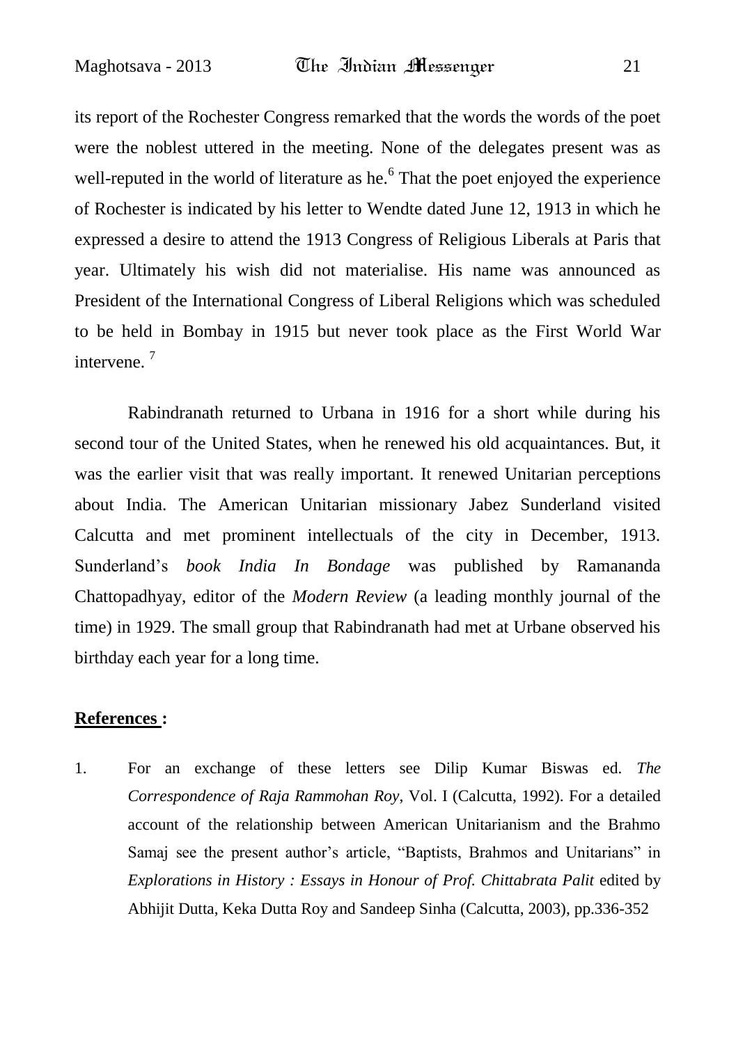its report of the Rochester Congress remarked that the words the words of the poet were the noblest uttered in the meeting. None of the delegates present was as well-reputed in the world of literature as he.[6] That the poet enjoyed the experience of Rochester is indicated by his letter to Wendte dated June 12, 1913 in which he expressed a desire to attend the 1913 Congress of Religious Liberals at Paris that year. Ultimately his wish did not materialise. His name was announced as President of the International Congress of Liberal Religions which was scheduled to be held in Bombay in 1915 but never took place as the First World War intervene. [7]

Rabindranath returned to Urbana in 1916 for a short while during his second tour of the United States, when he renewed his old acquaintances. But, it was the earlier visit that was really important. It renewed Unitarian perceptions about India. The American Unitarian missionary Jabez Sunderland visited Calcutta and met prominent intellectuals of the city in December, 1913. Sunderland's *book India In Bondage* was published by Ramananda Chattopadhyay, editor of the *Modern Review* (a leading monthly journal of the time) in 1929. The small group that Rabindranath had met at Urbane observed his birthday each year for a long time.

**References :**

1. For an exchange of these letters see Dilip Kumar Biswas ed. *The Correspondence of Raja Rammohan Roy*, Vol. I (Calcutta, 1992). For a detailed account of the relationship between American Unitarianism and the Brahmo Samaj see the present author's article, "Baptists, Brahmos and Unitarians" in *Explorations in History : Essays in Honour of Prof. Chittabrata Palit* edited by Abhijit Dutta, Keka Dutta Roy and Sandeep Sinha (Calcutta, 2003), pp.336-352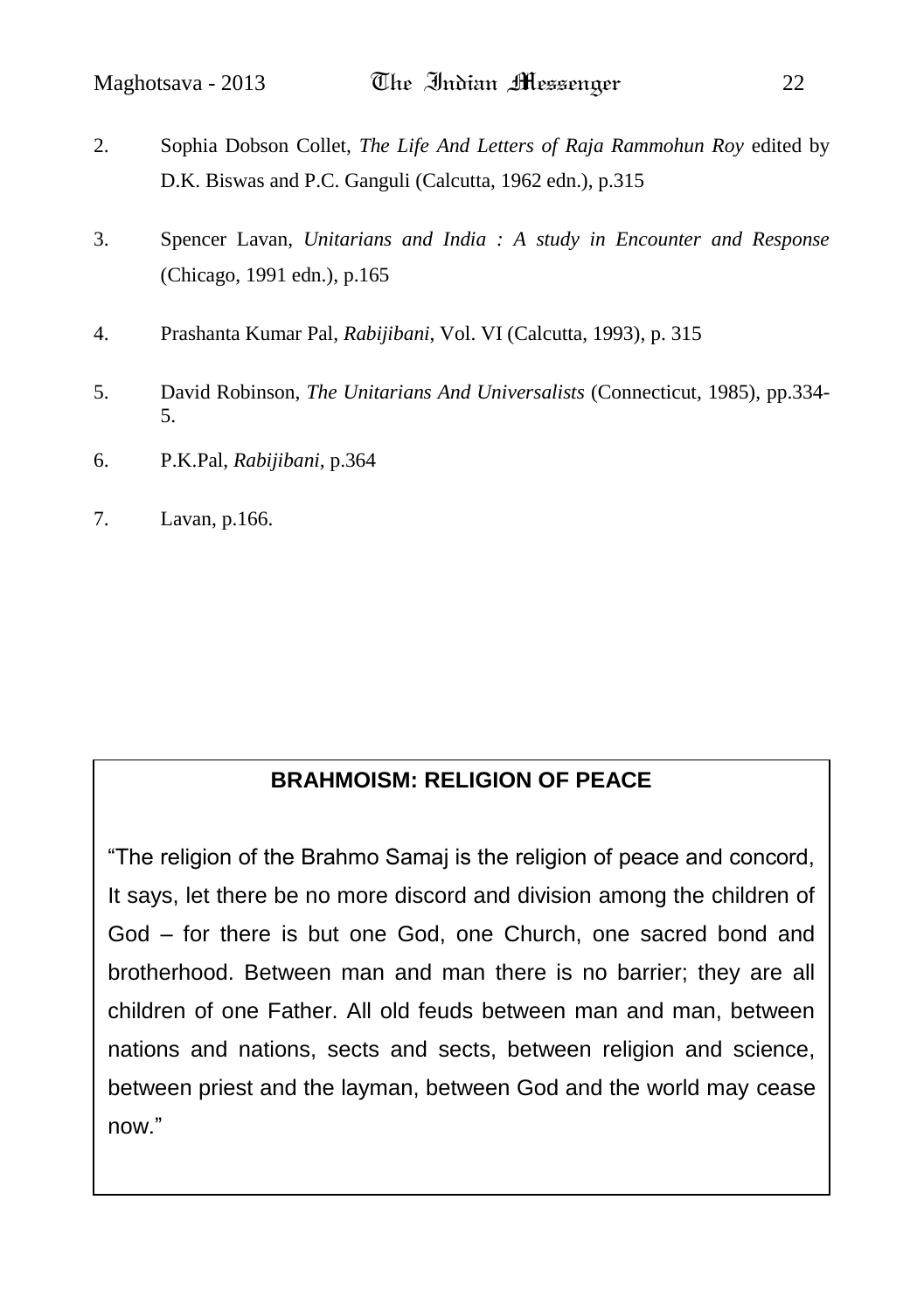2. Sophia Dobson Collet, *The Life And Letters of Raja Rammohun Roy* edited by D.K. Biswas and P.C. Ganguli (Calcutta, 1962 edn.), p.315

3. Spencer Lavan, *Unitarians and India : A study in Encounter and Response* (Chicago, 1991 edn.), p.165

4. Prashanta Kumar Pal, *Rabijibani*, Vol. VI (Calcutta, 1993), p. 315

5. David Robinson, *The Unitarians And Universalists* (Connecticut, 1985), pp.334-5.

6. P.K.Pal, *Rabijibani*, p.364

7. Lavan, p.166.

**BRAHMOISM: RELIGION OF PEACE**

"The religion of the Brahmo Samaj is the religion of peace and concord, It says, let there be no more discord and division among the children of God – for there is but one God, one Church, one sacred bond and brotherhood. Between man and man there is no barrier; they are all children of one Father. All old feuds between man and man, between nations and nations, sects and sects, between religion and science, between priest and the layman, between God and the world may cease now."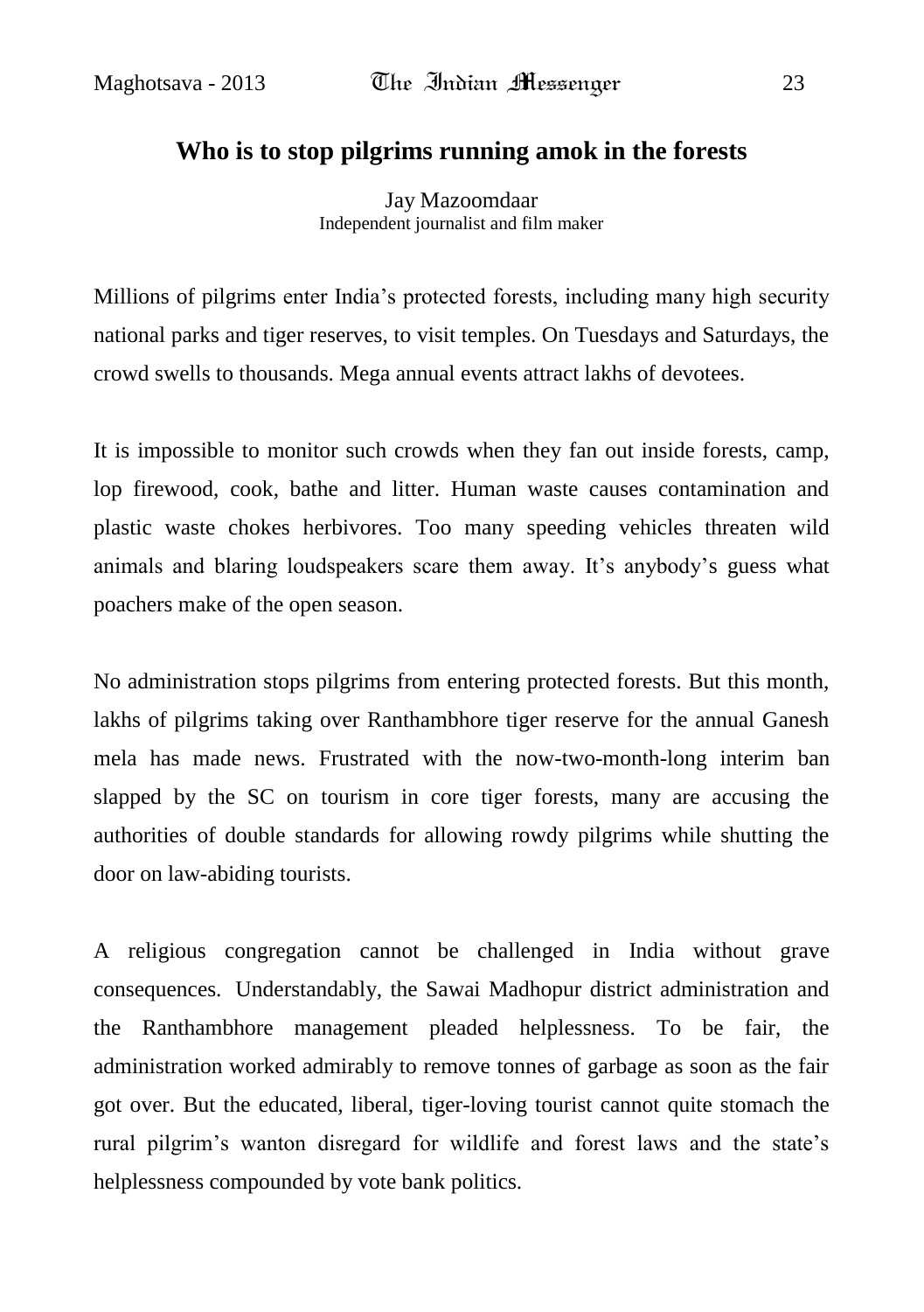## Who is to stop pilgrims running amok in the forests

Jay Mazoomdaar
Independent journalist and film maker

Millions of pilgrims enter India's protected forests, including many high security national parks and tiger reserves, to visit temples. On Tuesdays and Saturdays, the crowd swells to thousands. Mega annual events attract lakhs of devotees.

It is impossible to monitor such crowds when they fan out inside forests, camp, lop firewood, cook, bathe and litter. Human waste causes contamination and plastic waste chokes herbivores. Too many speeding vehicles threaten wild animals and blaring loudspeakers scare them away. It's anybody's guess what poachers make of the open season.

No administration stops pilgrims from entering protected forests. But this month, lakhs of pilgrims taking over Ranthambhore tiger reserve for the annual Ganesh mela has made news. Frustrated with the now-two-month-long interim ban slapped by the SC on tourism in core tiger forests, many are accusing the authorities of double standards for allowing rowdy pilgrims while shutting the door on law-abiding tourists.

A religious congregation cannot be challenged in India without grave consequences. Understandably, the Sawai Madhopur district administration and the Ranthambhore management pleaded helplessness. To be fair, the administration worked admirably to remove tonnes of garbage as soon as the fair got over. But the educated, liberal, tiger-loving tourist cannot quite stomach the rural pilgrim's wanton disregard for wildlife and forest laws and the state's helplessness compounded by vote bank politics.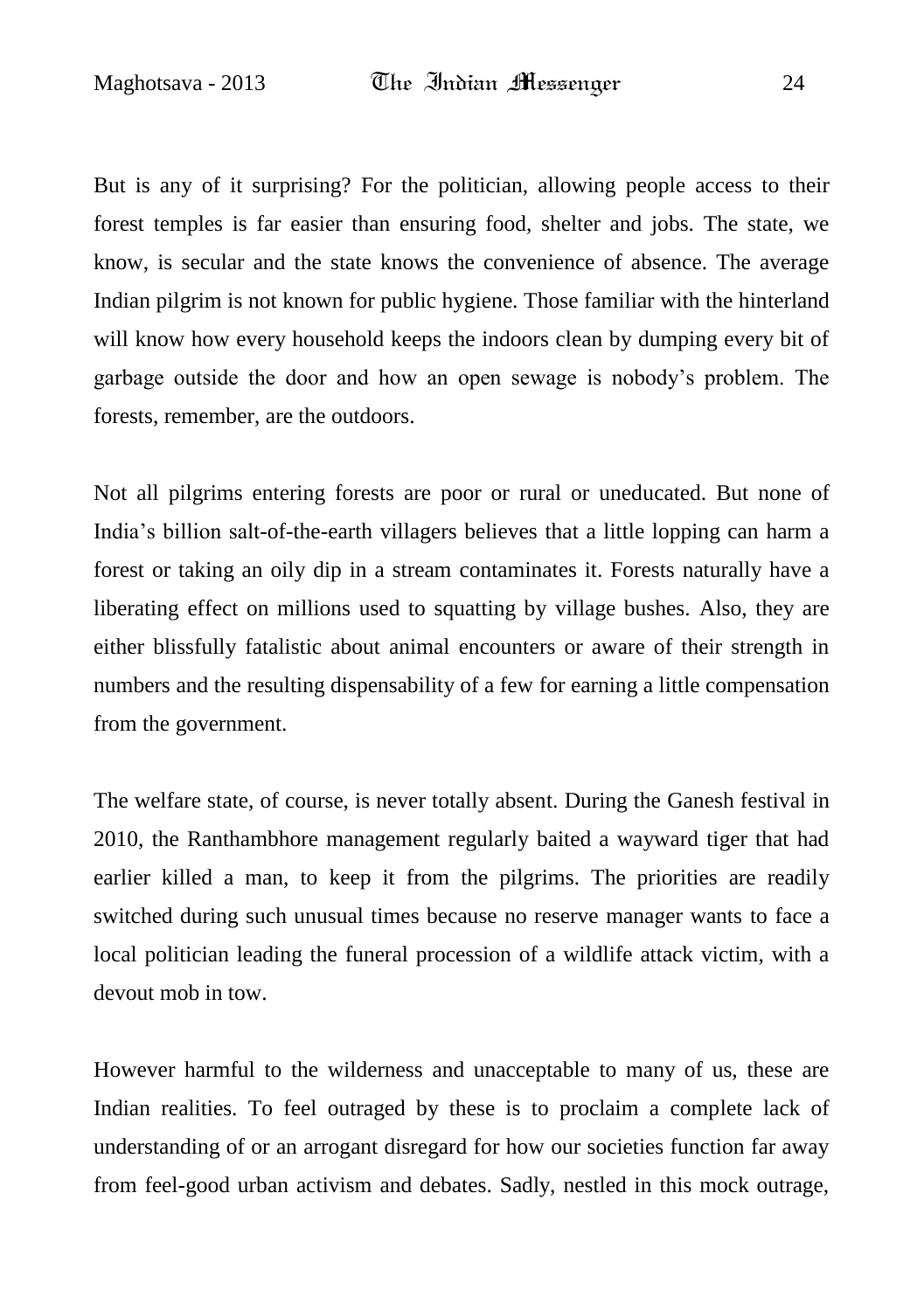But is any of it surprising? For the politician, allowing people access to their forest temples is far easier than ensuring food, shelter and jobs. The state, we know, is secular and the state knows the convenience of absence. The average Indian pilgrim is not known for public hygiene. Those familiar with the hinterland will know how every household keeps the indoors clean by dumping every bit of garbage outside the door and how an open sewage is nobody's problem. The forests, remember, are the outdoors.

Not all pilgrims entering forests are poor or rural or uneducated. But none of India's billion salt-of-the-earth villagers believes that a little lopping can harm a forest or taking an oily dip in a stream contaminates it. Forests naturally have a liberating effect on millions used to squatting by village bushes. Also, they are either blissfully fatalistic about animal encounters or aware of their strength in numbers and the resulting dispensability of a few for earning a little compensation from the government.

The welfare state, of course, is never totally absent. During the Ganesh festival in 2010, the Ranthambhore management regularly baited a wayward tiger that had earlier killed a man, to keep it from the pilgrims. The priorities are readily switched during such unusual times because no reserve manager wants to face a local politician leading the funeral procession of a wildlife attack victim, with a devout mob in tow.

However harmful to the wilderness and unacceptable to many of us, these are Indian realities. To feel outraged by these is to proclaim a complete lack of understanding of or an arrogant disregard for how our societies function far away from feel-good urban activism and debates. Sadly, nestled in this mock outrage,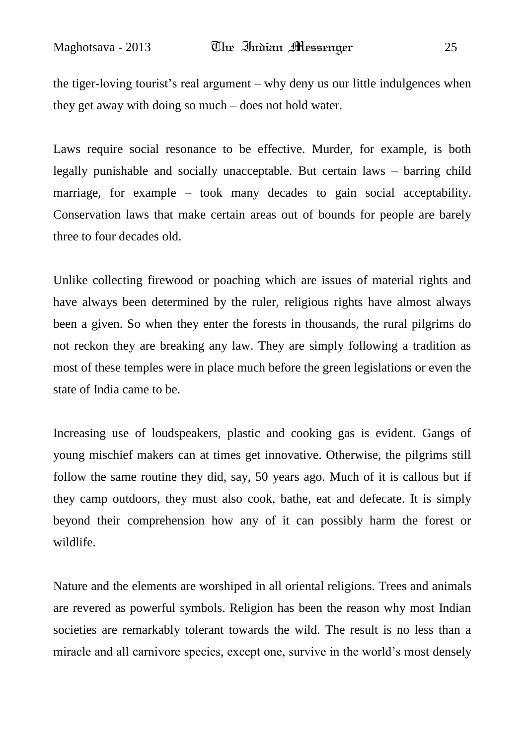the tiger-loving tourist's real argument – why deny us our little indulgences when they get away with doing so much – does not hold water.

Laws require social resonance to be effective. Murder, for example, is both legally punishable and socially unacceptable. But certain laws – barring child marriage, for example – took many decades to gain social acceptability. Conservation laws that make certain areas out of bounds for people are barely three to four decades old.

Unlike collecting firewood or poaching which are issues of material rights and have always been determined by the ruler, religious rights have almost always been a given. So when they enter the forests in thousands, the rural pilgrims do not reckon they are breaking any law. They are simply following a tradition as most of these temples were in place much before the green legislations or even the state of India came to be.

Increasing use of loudspeakers, plastic and cooking gas is evident. Gangs of young mischief makers can at times get innovative. Otherwise, the pilgrims still follow the same routine they did, say, 50 years ago. Much of it is callous but if they camp outdoors, they must also cook, bathe, eat and defecate. It is simply beyond their comprehension how any of it can possibly harm the forest or wildlife.

Nature and the elements are worshiped in all oriental religions. Trees and animals are revered as powerful symbols. Religion has been the reason why most Indian societies are remarkably tolerant towards the wild. The result is no less than a miracle and all carnivore species, except one, survive in the world's most densely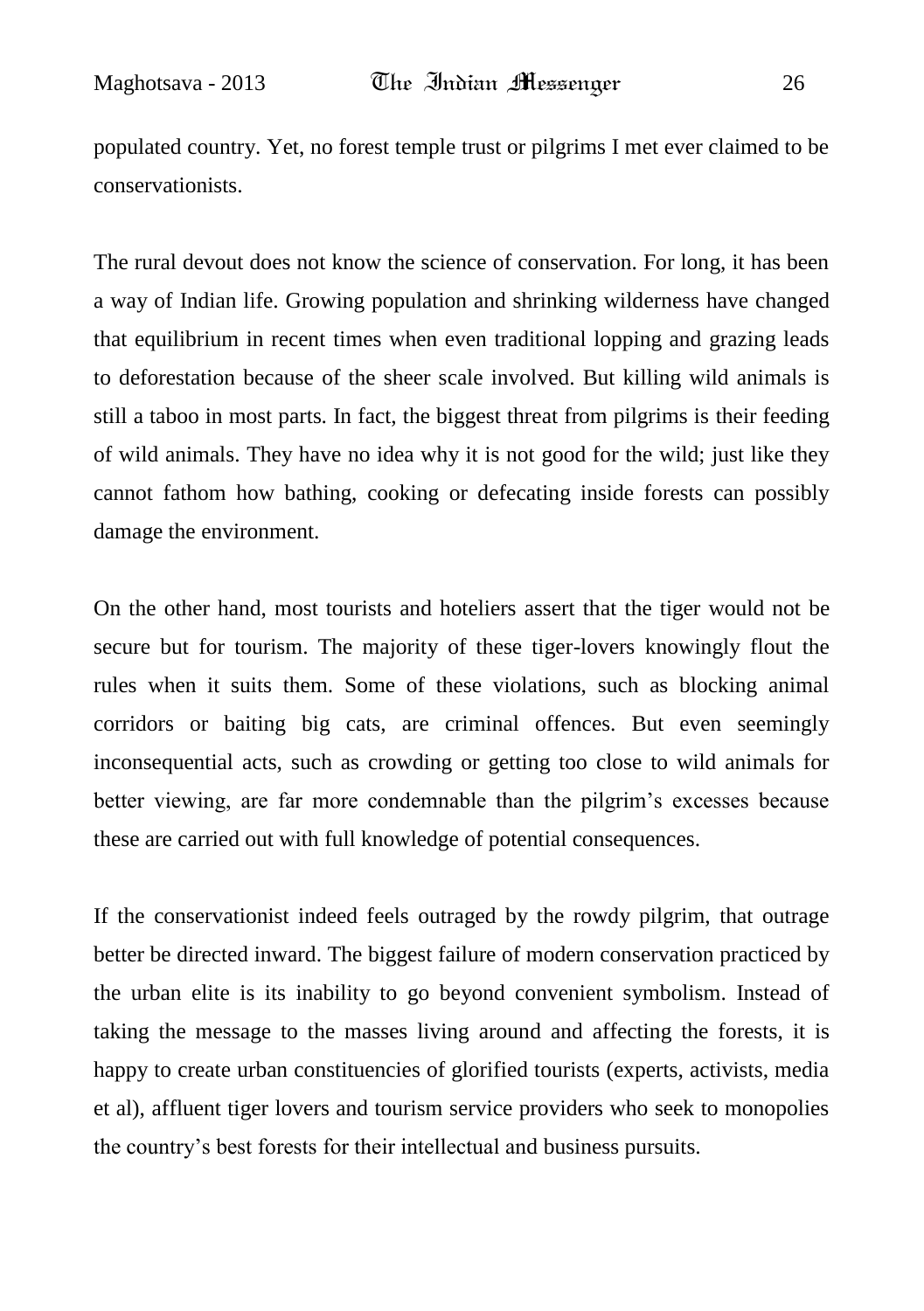populated country. Yet, no forest temple trust or pilgrims I met ever claimed to be conservationists.

The rural devout does not know the science of conservation. For long, it has been a way of Indian life. Growing population and shrinking wilderness have changed that equilibrium in recent times when even traditional lopping and grazing leads to deforestation because of the sheer scale involved. But killing wild animals is still a taboo in most parts. In fact, the biggest threat from pilgrims is their feeding of wild animals. They have no idea why it is not good for the wild; just like they cannot fathom how bathing, cooking or defecating inside forests can possibly damage the environment.

On the other hand, most tourists and hoteliers assert that the tiger would not be secure but for tourism. The majority of these tiger-lovers knowingly flout the rules when it suits them. Some of these violations, such as blocking animal corridors or baiting big cats, are criminal offences. But even seemingly inconsequential acts, such as crowding or getting too close to wild animals for better viewing, are far more condemnable than the pilgrim's excesses because these are carried out with full knowledge of potential consequences.

If the conservationist indeed feels outraged by the rowdy pilgrim, that outrage better be directed inward. The biggest failure of modern conservation practiced by the urban elite is its inability to go beyond convenient symbolism. Instead of taking the message to the masses living around and affecting the forests, it is happy to create urban constituencies of glorified tourists (experts, activists, media et al), affluent tiger lovers and tourism service providers who seek to monopolies the country's best forests for their intellectual and business pursuits.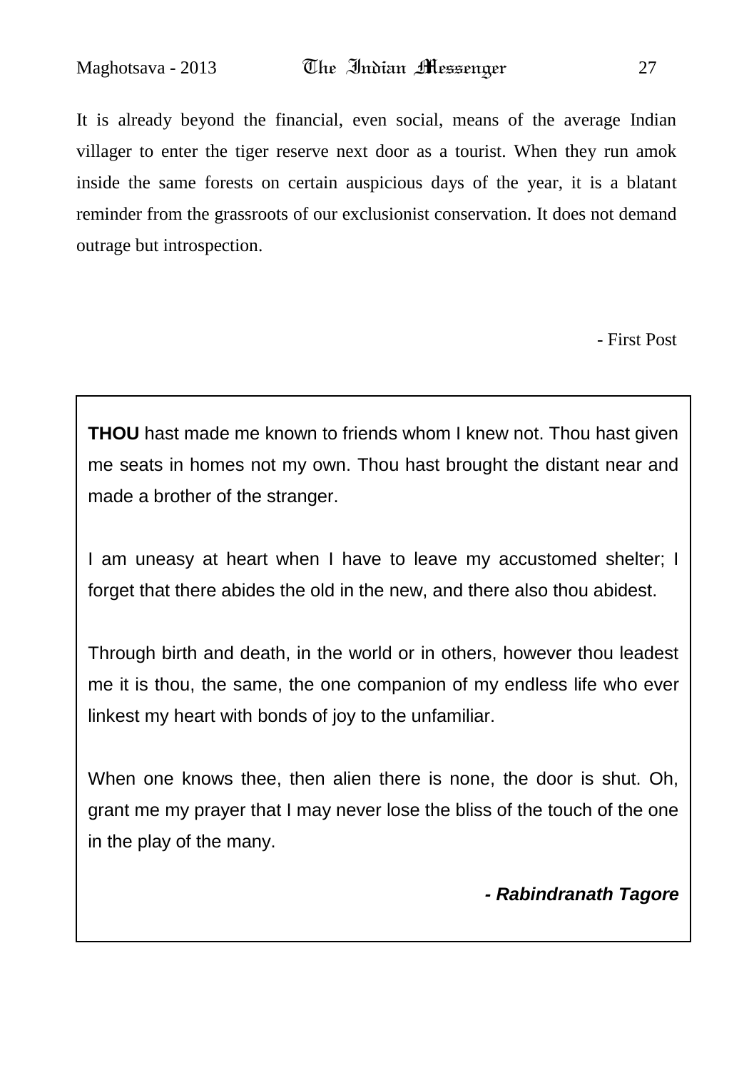It is already beyond the financial, even social, means of the average Indian villager to enter the tiger reserve next door as a tourist. When they run amok inside the same forests on certain auspicious days of the year, it is a blatant reminder from the grassroots of our exclusionist conservation. It does not demand outrage but introspection.

- First Post

---

**THOU** hast made me known to friends whom I knew not. Thou hast given me seats in homes not my own. Thou hast brought the distant near and made a brother of the stranger.

I am uneasy at heart when I have to leave my accustomed shelter; I forget that there abides the old in the new, and there also thou abidest.

Through birth and death, in the world or in others, however thou leadest me it is thou, the same, the one companion of my endless life who ever linkest my heart with bonds of joy to the unfamiliar.

When one knows thee, then alien there is none, the door is shut. Oh, grant me my prayer that I may never lose the bliss of the touch of the one in the play of the many.

***- Rabindranath Tagore***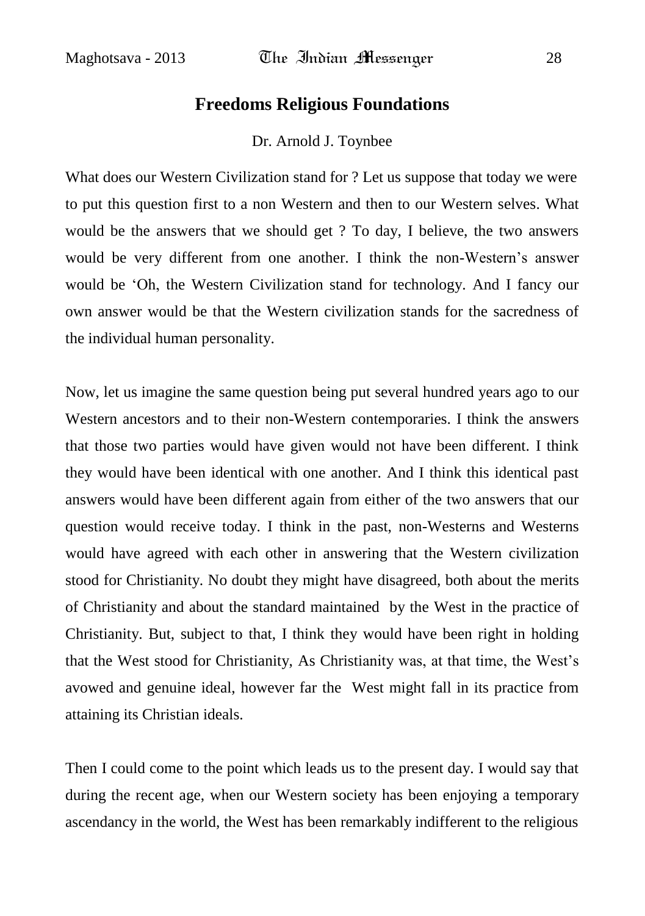# Freedoms Religious Foundations

Dr. Arnold J. Toynbee

What does our Western Civilization stand for ? Let us suppose that today we were to put this question first to a non Western and then to our Western selves. What would be the answers that we should get ? To day, I believe, the two answers would be very different from one another. I think the non-Western's answer would be 'Oh, the Western Civilization stand for technology. And I fancy our own answer would be that the Western civilization stands for the sacredness of the individual human personality.

Now, let us imagine the same question being put several hundred years ago to our Western ancestors and to their non-Western contemporaries. I think the answers that those two parties would have given would not have been different. I think they would have been identical with one another. And I think this identical past answers would have been different again from either of the two answers that our question would receive today. I think in the past, non-Westerns and Westerns would have agreed with each other in answering that the Western civilization stood for Christianity. No doubt they might have disagreed, both about the merits of Christianity and about the standard maintained by the West in the practice of Christianity. But, subject to that, I think they would have been right in holding that the West stood for Christianity, As Christianity was, at that time, the West's avowed and genuine ideal, however far the West might fall in its practice from attaining its Christian ideals.

Then I could come to the point which leads us to the present day. I would say that during the recent age, when our Western society has been enjoying a temporary ascendancy in the world, the West has been remarkably indifferent to the religious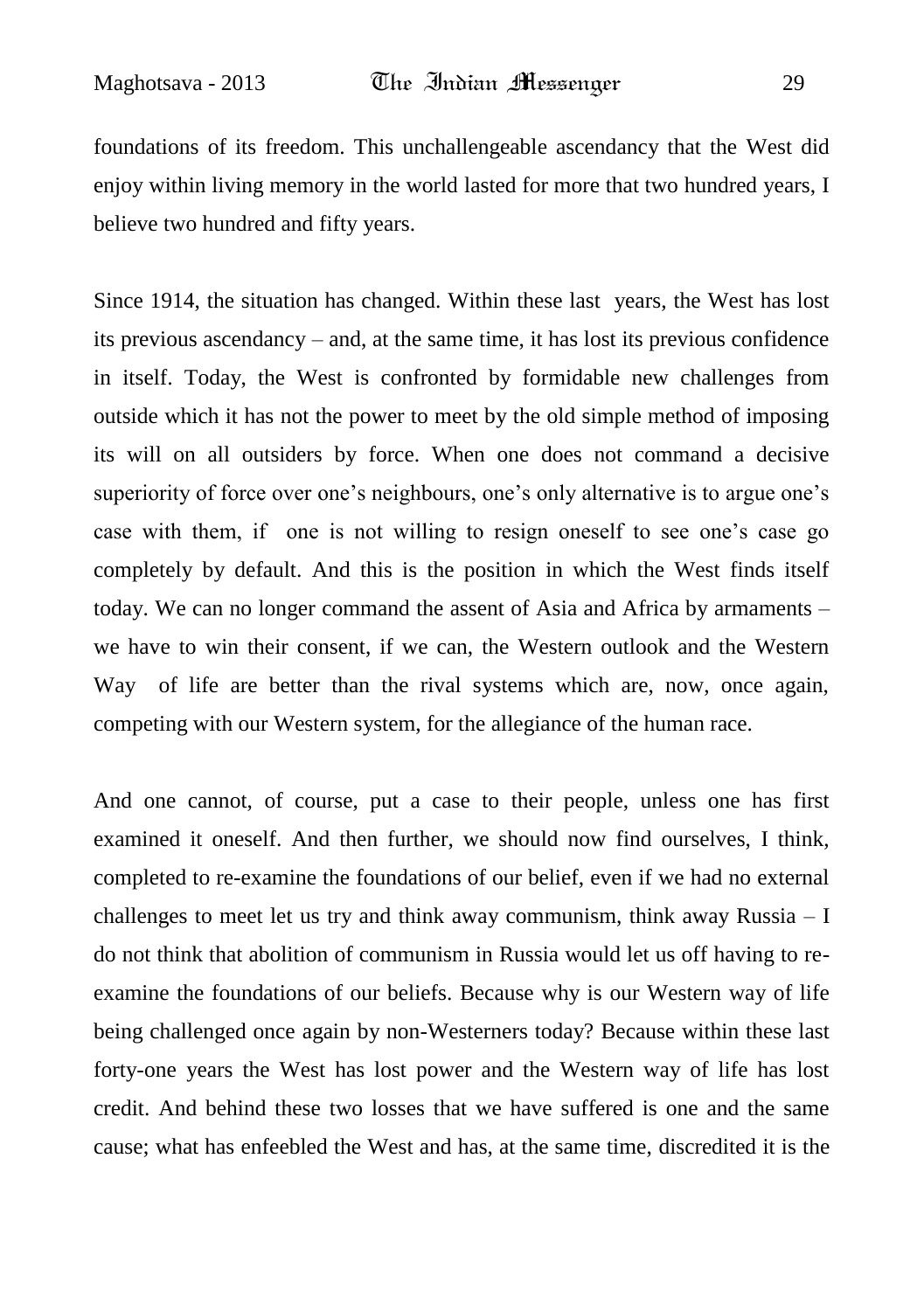foundations of its freedom. This unchallengeable ascendancy that the West did enjoy within living memory in the world lasted for more that two hundred years, I believe two hundred and fifty years.

Since 1914, the situation has changed. Within these last years, the West has lost its previous ascendancy – and, at the same time, it has lost its previous confidence in itself. Today, the West is confronted by formidable new challenges from outside which it has not the power to meet by the old simple method of imposing its will on all outsiders by force. When one does not command a decisive superiority of force over one's neighbours, one's only alternative is to argue one's case with them, if one is not willing to resign oneself to see one's case go completely by default. And this is the position in which the West finds itself today. We can no longer command the assent of Asia and Africa by armaments – we have to win their consent, if we can, the Western outlook and the Western Way of life are better than the rival systems which are, now, once again, competing with our Western system, for the allegiance of the human race.

And one cannot, of course, put a case to their people, unless one has first examined it oneself. And then further, we should now find ourselves, I think, completed to re-examine the foundations of our belief, even if we had no external challenges to meet let us try and think away communism, think away Russia – I do not think that abolition of communism in Russia would let us off having to re-examine the foundations of our beliefs. Because why is our Western way of life being challenged once again by non-Westerners today? Because within these last forty-one years the West has lost power and the Western way of life has lost credit. And behind these two losses that we have suffered is one and the same cause; what has enfeebled the West and has, at the same time, discredited it is the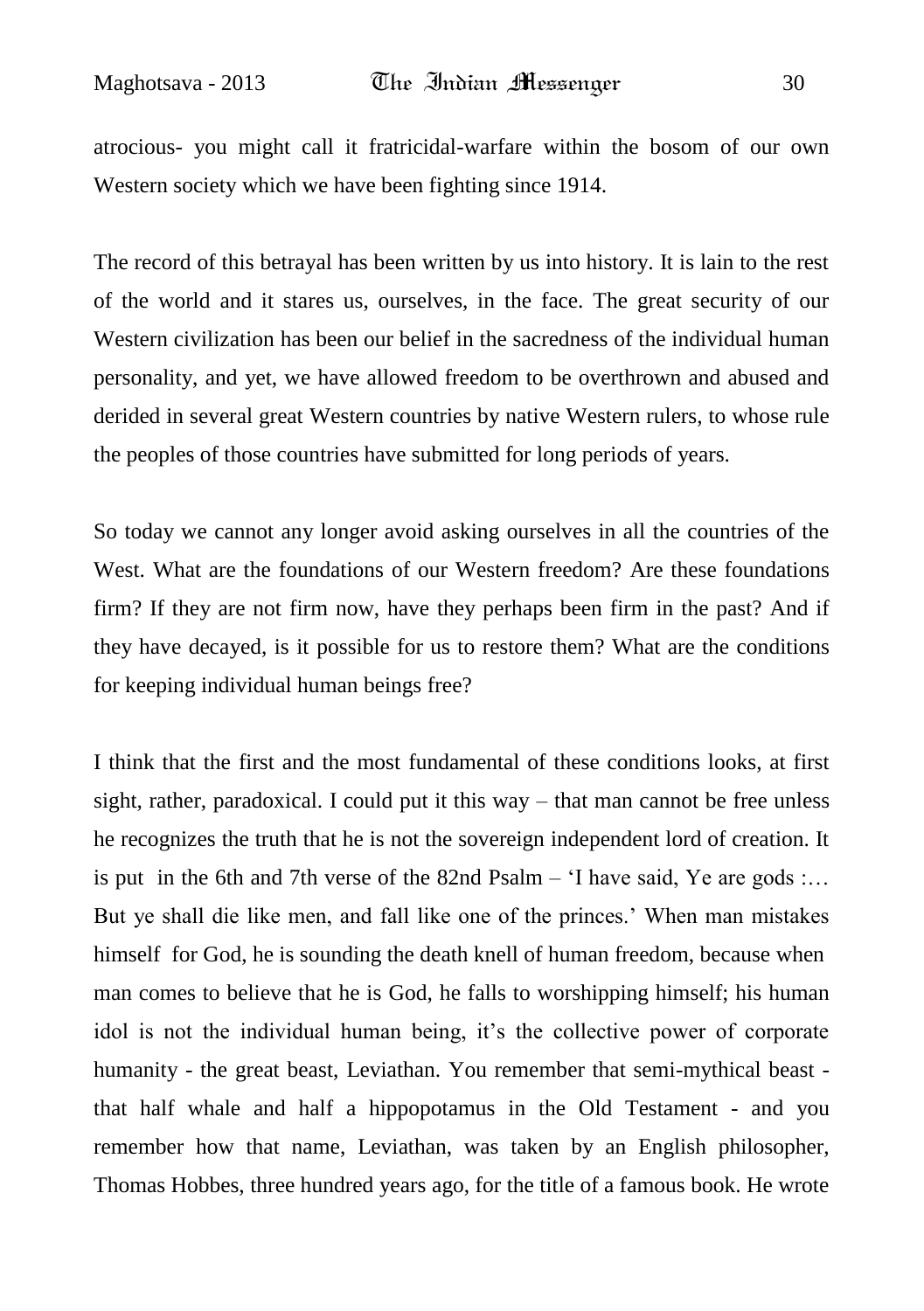atrocious- you might call it fratricidal-warfare within the bosom of our own Western society which we have been fighting since 1914.

The record of this betrayal has been written by us into history. It is lain to the rest of the world and it stares us, ourselves, in the face. The great security of our Western civilization has been our belief in the sacredness of the individual human personality, and yet, we have allowed freedom to be overthrown and abused and derided in several great Western countries by native Western rulers, to whose rule the peoples of those countries have submitted for long periods of years.

So today we cannot any longer avoid asking ourselves in all the countries of the West. What are the foundations of our Western freedom? Are these foundations firm? If they are not firm now, have they perhaps been firm in the past? And if they have decayed, is it possible for us to restore them? What are the conditions for keeping individual human beings free?

I think that the first and the most fundamental of these conditions looks, at first sight, rather, paradoxical. I could put it this way – that man cannot be free unless he recognizes the truth that he is not the sovereign independent lord of creation. It is put in the 6th and 7th verse of the 82nd Psalm – 'I have said, Ye are gods :… But ye shall die like men, and fall like one of the princes.' When man mistakes himself for God, he is sounding the death knell of human freedom, because when man comes to believe that he is God, he falls to worshipping himself; his human idol is not the individual human being, it's the collective power of corporate humanity - the great beast, Leviathan. You remember that semi-mythical beast - that half whale and half a hippopotamus in the Old Testament - and you remember how that name, Leviathan, was taken by an English philosopher, Thomas Hobbes, three hundred years ago, for the title of a famous book. He wrote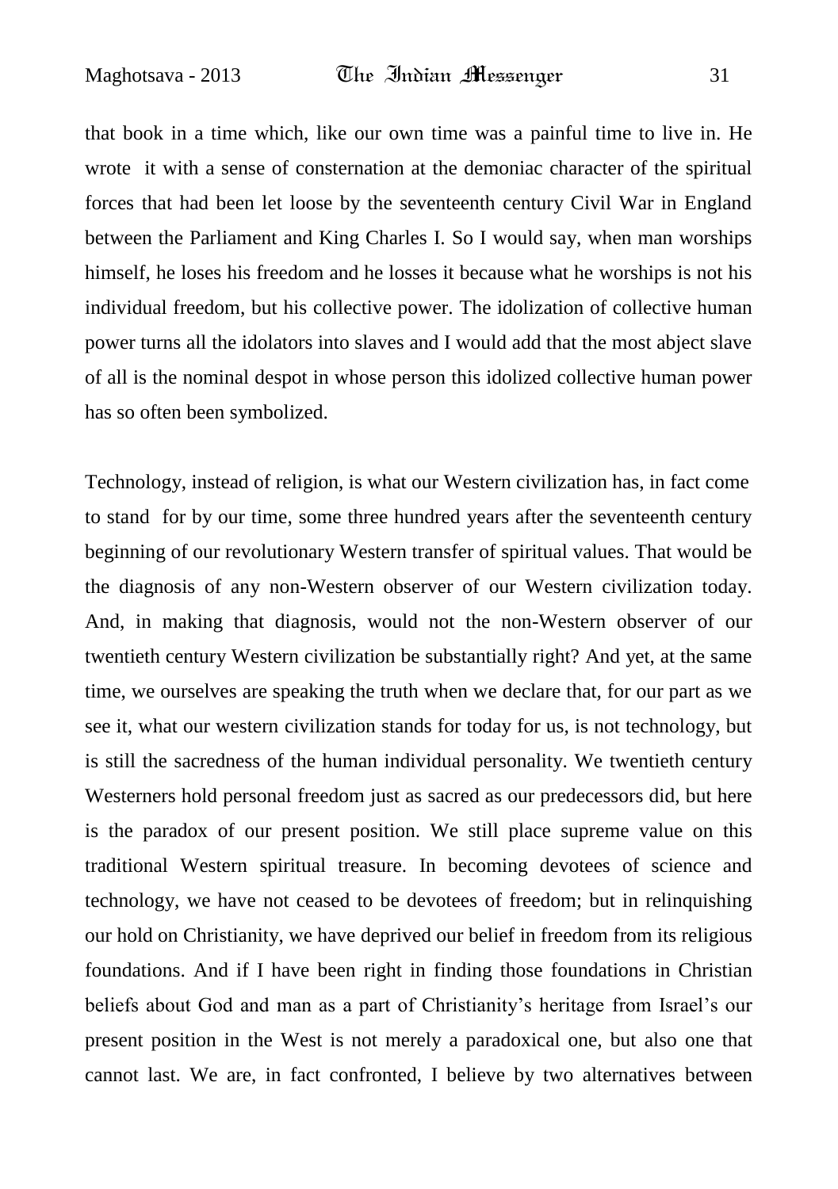that book in a time which, like our own time was a painful time to live in. He wrote it with a sense of consternation at the demoniac character of the spiritual forces that had been let loose by the seventeenth century Civil War in England between the Parliament and King Charles I. So I would say, when man worships himself, he loses his freedom and he losses it because what he worships is not his individual freedom, but his collective power. The idolization of collective human power turns all the idolators into slaves and I would add that the most abject slave of all is the nominal despot in whose person this idolized collective human power has so often been symbolized.

Technology, instead of religion, is what our Western civilization has, in fact come to stand for by our time, some three hundred years after the seventeenth century beginning of our revolutionary Western transfer of spiritual values. That would be the diagnosis of any non-Western observer of our Western civilization today. And, in making that diagnosis, would not the non-Western observer of our twentieth century Western civilization be substantially right? And yet, at the same time, we ourselves are speaking the truth when we declare that, for our part as we see it, what our western civilization stands for today for us, is not technology, but is still the sacredness of the human individual personality. We twentieth century Westerners hold personal freedom just as sacred as our predecessors did, but here is the paradox of our present position. We still place supreme value on this traditional Western spiritual treasure. In becoming devotees of science and technology, we have not ceased to be devotees of freedom; but in relinquishing our hold on Christianity, we have deprived our belief in freedom from its religious foundations. And if I have been right in finding those foundations in Christian beliefs about God and man as a part of Christianity's heritage from Israel's our present position in the West is not merely a paradoxical one, but also one that cannot last. We are, in fact confronted, I believe by two alternatives between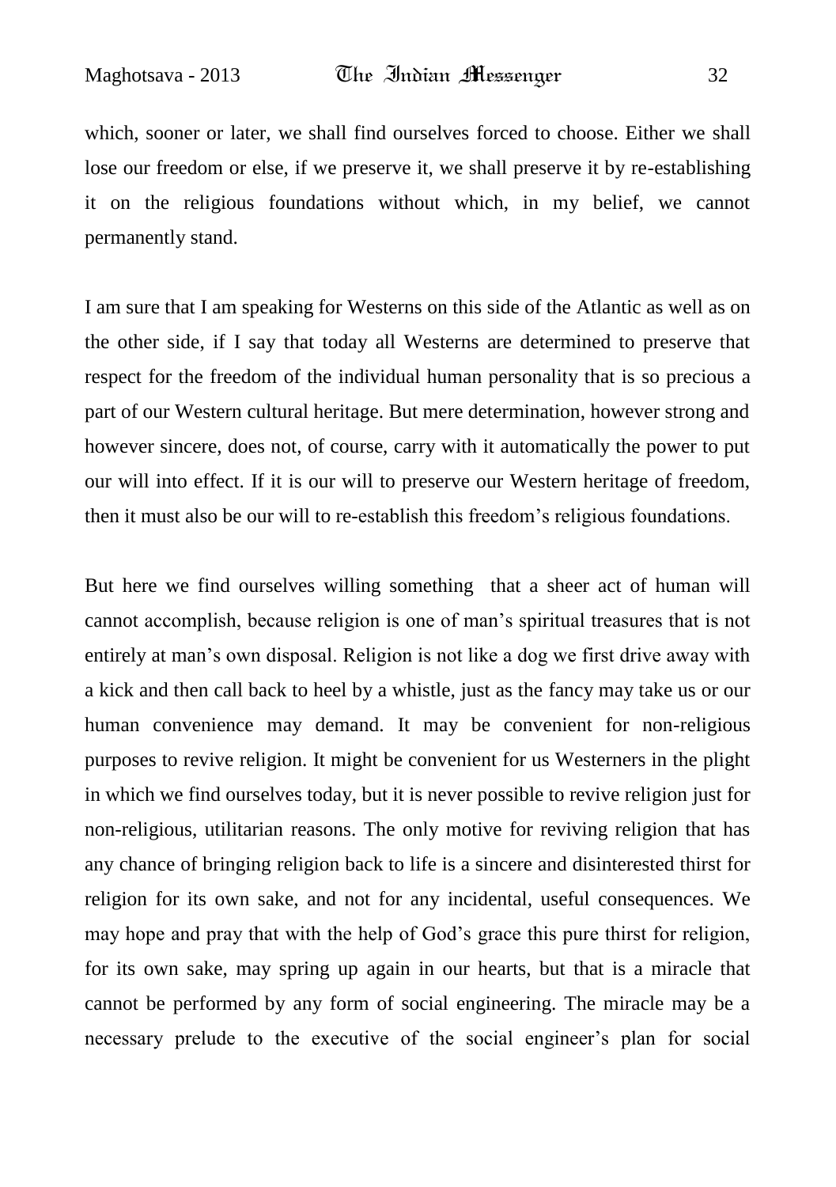which, sooner or later, we shall find ourselves forced to choose. Either we shall lose our freedom or else, if we preserve it, we shall preserve it by re-establishing it on the religious foundations without which, in my belief, we cannot permanently stand.

I am sure that I am speaking for Westerns on this side of the Atlantic as well as on the other side, if I say that today all Westerns are determined to preserve that respect for the freedom of the individual human personality that is so precious a part of our Western cultural heritage. But mere determination, however strong and however sincere, does not, of course, carry with it automatically the power to put our will into effect. If it is our will to preserve our Western heritage of freedom, then it must also be our will to re-establish this freedom's religious foundations.

But here we find ourselves willing something that a sheer act of human will cannot accomplish, because religion is one of man's spiritual treasures that is not entirely at man's own disposal. Religion is not like a dog we first drive away with a kick and then call back to heel by a whistle, just as the fancy may take us or our human convenience may demand. It may be convenient for non-religious purposes to revive religion. It might be convenient for us Westerners in the plight in which we find ourselves today, but it is never possible to revive religion just for non-religious, utilitarian reasons. The only motive for reviving religion that has any chance of bringing religion back to life is a sincere and disinterested thirst for religion for its own sake, and not for any incidental, useful consequences. We may hope and pray that with the help of God's grace this pure thirst for religion, for its own sake, may spring up again in our hearts, but that is a miracle that cannot be performed by any form of social engineering. The miracle may be a necessary prelude to the executive of the social engineer's plan for social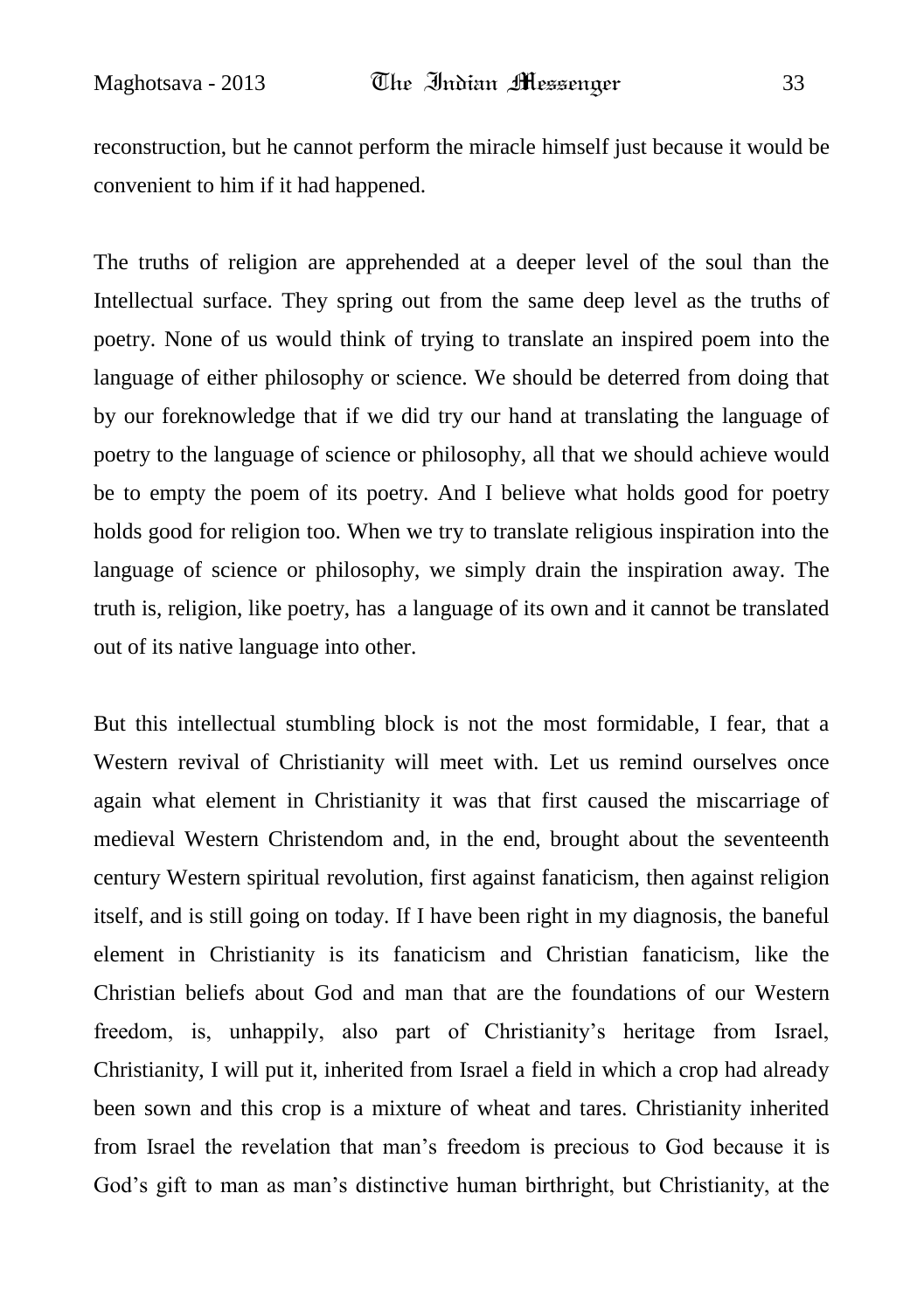reconstruction, but he cannot perform the miracle himself just because it would be convenient to him if it had happened.

The truths of religion are apprehended at a deeper level of the soul than the Intellectual surface. They spring out from the same deep level as the truths of poetry. None of us would think of trying to translate an inspired poem into the language of either philosophy or science. We should be deterred from doing that by our foreknowledge that if we did try our hand at translating the language of poetry to the language of science or philosophy, all that we should achieve would be to empty the poem of its poetry. And I believe what holds good for poetry holds good for religion too. When we try to translate religious inspiration into the language of science or philosophy, we simply drain the inspiration away. The truth is, religion, like poetry, has a language of its own and it cannot be translated out of its native language into other.

But this intellectual stumbling block is not the most formidable, I fear, that a Western revival of Christianity will meet with. Let us remind ourselves once again what element in Christianity it was that first caused the miscarriage of medieval Western Christendom and, in the end, brought about the seventeenth century Western spiritual revolution, first against fanaticism, then against religion itself, and is still going on today. If I have been right in my diagnosis, the baneful element in Christianity is its fanaticism and Christian fanaticism, like the Christian beliefs about God and man that are the foundations of our Western freedom, is, unhappily, also part of Christianity's heritage from Israel, Christianity, I will put it, inherited from Israel a field in which a crop had already been sown and this crop is a mixture of wheat and tares. Christianity inherited from Israel the revelation that man's freedom is precious to God because it is God's gift to man as man's distinctive human birthright, but Christianity, at the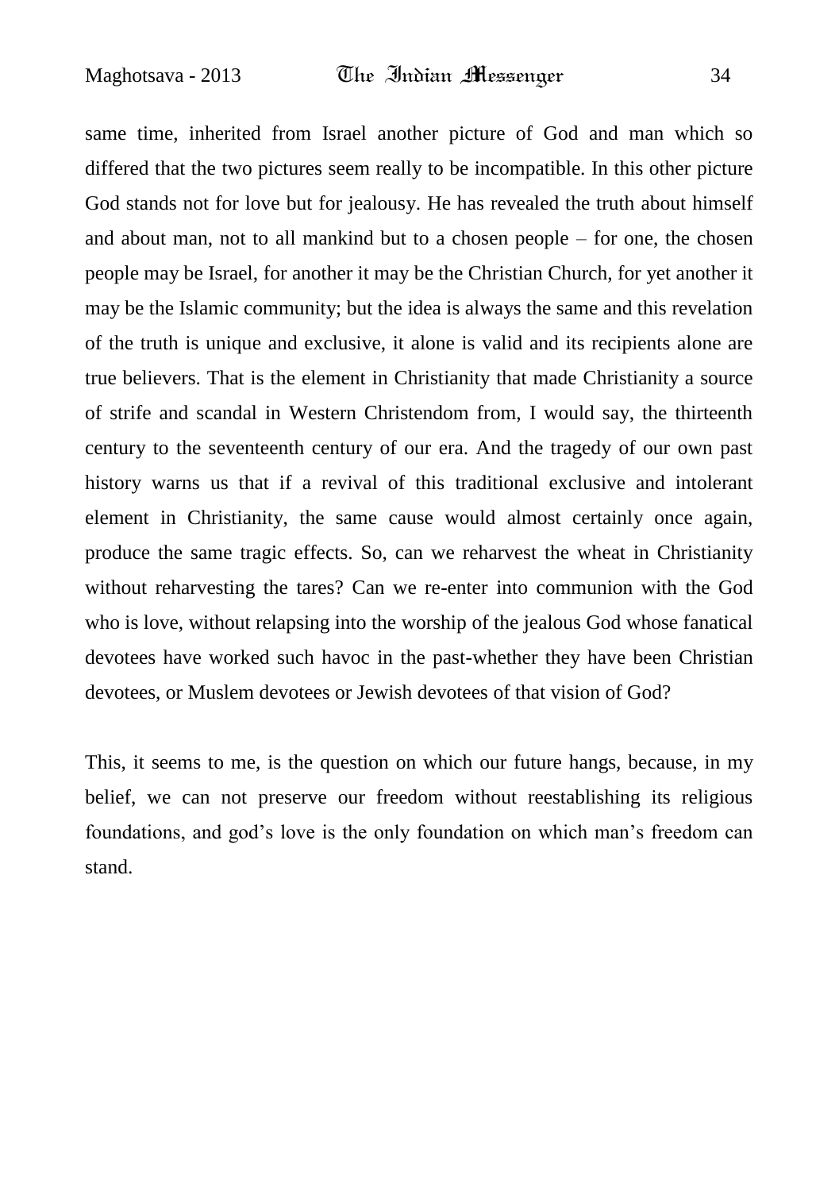same time, inherited from Israel another picture of God and man which so differed that the two pictures seem really to be incompatible. In this other picture God stands not for love but for jealousy. He has revealed the truth about himself and about man, not to all mankind but to a chosen people – for one, the chosen people may be Israel, for another it may be the Christian Church, for yet another it may be the Islamic community; but the idea is always the same and this revelation of the truth is unique and exclusive, it alone is valid and its recipients alone are true believers. That is the element in Christianity that made Christianity a source of strife and scandal in Western Christendom from, I would say, the thirteenth century to the seventeenth century of our era. And the tragedy of our own past history warns us that if a revival of this traditional exclusive and intolerant element in Christianity, the same cause would almost certainly once again, produce the same tragic effects. So, can we reharvest the wheat in Christianity without reharvesting the tares? Can we re-enter into communion with the God who is love, without relapsing into the worship of the jealous God whose fanatical devotees have worked such havoc in the past-whether they have been Christian devotees, or Muslem devotees or Jewish devotees of that vision of God?

This, it seems to me, is the question on which our future hangs, because, in my belief, we can not preserve our freedom without reestablishing its religious foundations, and god's love is the only foundation on which man's freedom can stand.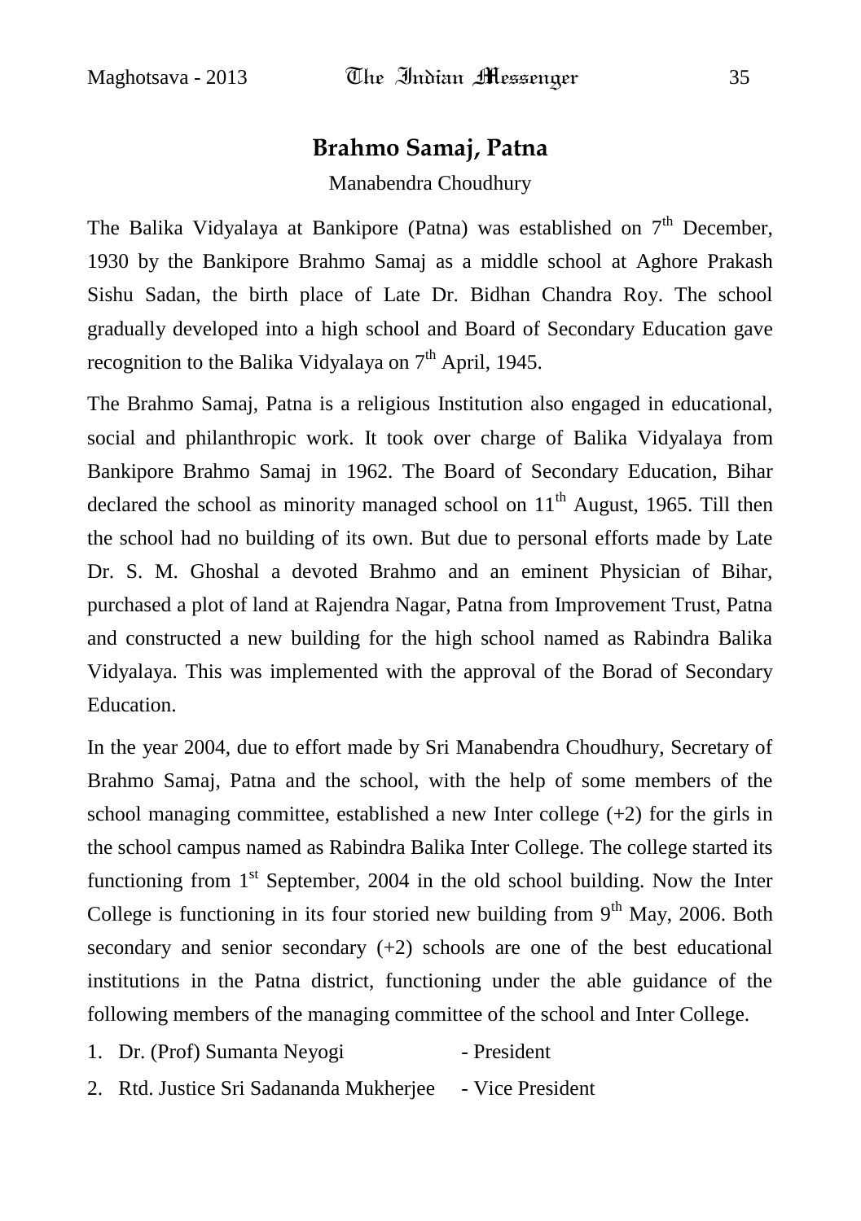## Brahmo Samaj, Patna

Manabendra Choudhury

The Balika Vidyalaya at Bankipore (Patna) was established on 7th December, 1930 by the Bankipore Brahmo Samaj as a middle school at Aghore Prakash Sishu Sadan, the birth place of Late Dr. Bidhan Chandra Roy. The school gradually developed into a high school and Board of Secondary Education gave recognition to the Balika Vidyalaya on 7th April, 1945.

The Brahmo Samaj, Patna is a religious Institution also engaged in educational, social and philanthropic work. It took over charge of Balika Vidyalaya from Bankipore Brahmo Samaj in 1962. The Board of Secondary Education, Bihar declared the school as minority managed school on 11th August, 1965. Till then the school had no building of its own. But due to personal efforts made by Late Dr. S. M. Ghoshal a devoted Brahmo and an eminent Physician of Bihar, purchased a plot of land at Rajendra Nagar, Patna from Improvement Trust, Patna and constructed a new building for the high school named as Rabindra Balika Vidyalaya. This was implemented with the approval of the Borad of Secondary Education.

In the year 2004, due to effort made by Sri Manabendra Choudhury, Secretary of Brahmo Samaj, Patna and the school, with the help of some members of the school managing committee, established a new Inter college (+2) for the girls in the school campus named as Rabindra Balika Inter College. The college started its functioning from 1st September, 2004 in the old school building. Now the Inter College is functioning in its four storied new building from 9th May, 2006. Both secondary and senior secondary (+2) schools are one of the best educational institutions in the Patna district, functioning under the able guidance of the following members of the managing committee of the school and Inter College.

1. Dr. (Prof) Sumanta Neyogi - President
2. Rtd. Justice Sri Sadananda Mukherjee - Vice President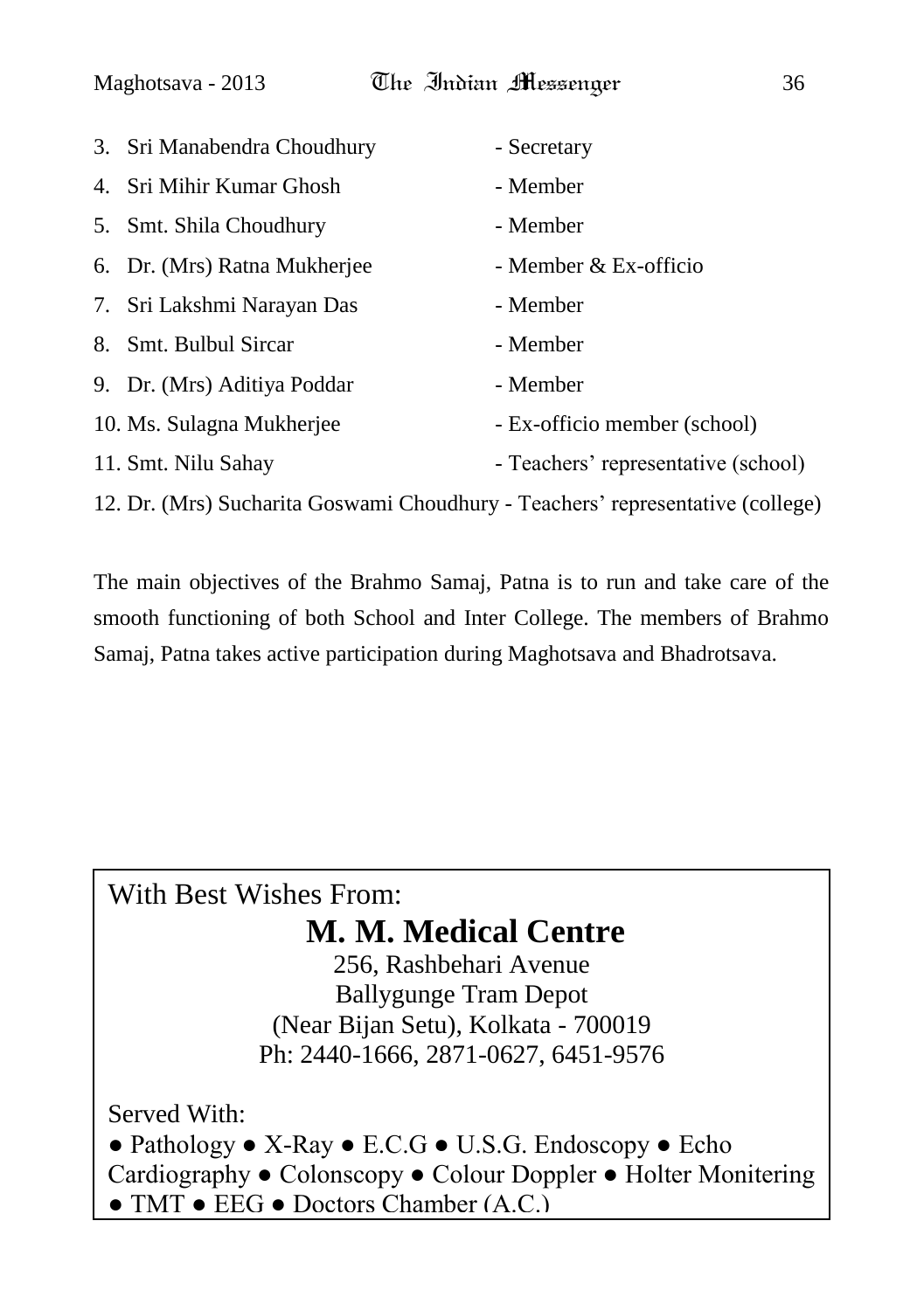3. Sri Manabendra Choudhury - Secretary
4. Sri Mihir Kumar Ghosh - Member
5. Smt. Shila Choudhury - Member
6. Dr. (Mrs) Ratna Mukherjee - Member & Ex-officio
7. Sri Lakshmi Narayan Das - Member
8. Smt. Bulbul Sircar - Member
9. Dr. (Mrs) Aditiya Poddar - Member
10. Ms. Sulagna Mukherjee - Ex-officio member (school)
11. Smt. Nilu Sahay - Teachers' representative (school)
12. Dr. (Mrs) Sucharita Goswami Choudhury - Teachers' representative (college)

The main objectives of the Brahmo Samaj, Patna is to run and take care of the smooth functioning of both School and Inter College. The members of Brahmo Samaj, Patna takes active participation during Maghotsava and Bhadrotsava.

With Best Wishes From:

**M. M. Medical Centre**

256, Rashbehari Avenue
Ballygunge Tram Depot
(Near Bijan Setu), Kolkata - 700019
Ph: 2440-1666, 2871-0627, 6451-9576

Served With:

● Pathology ● X-Ray ● E.C.G ● U.S.G. Endoscopy ● Echo Cardiography ● Colonscopy ● Colour Doppler ● Holter Monitering ● TMT ● EEG ● Doctors Chamber (A.C.)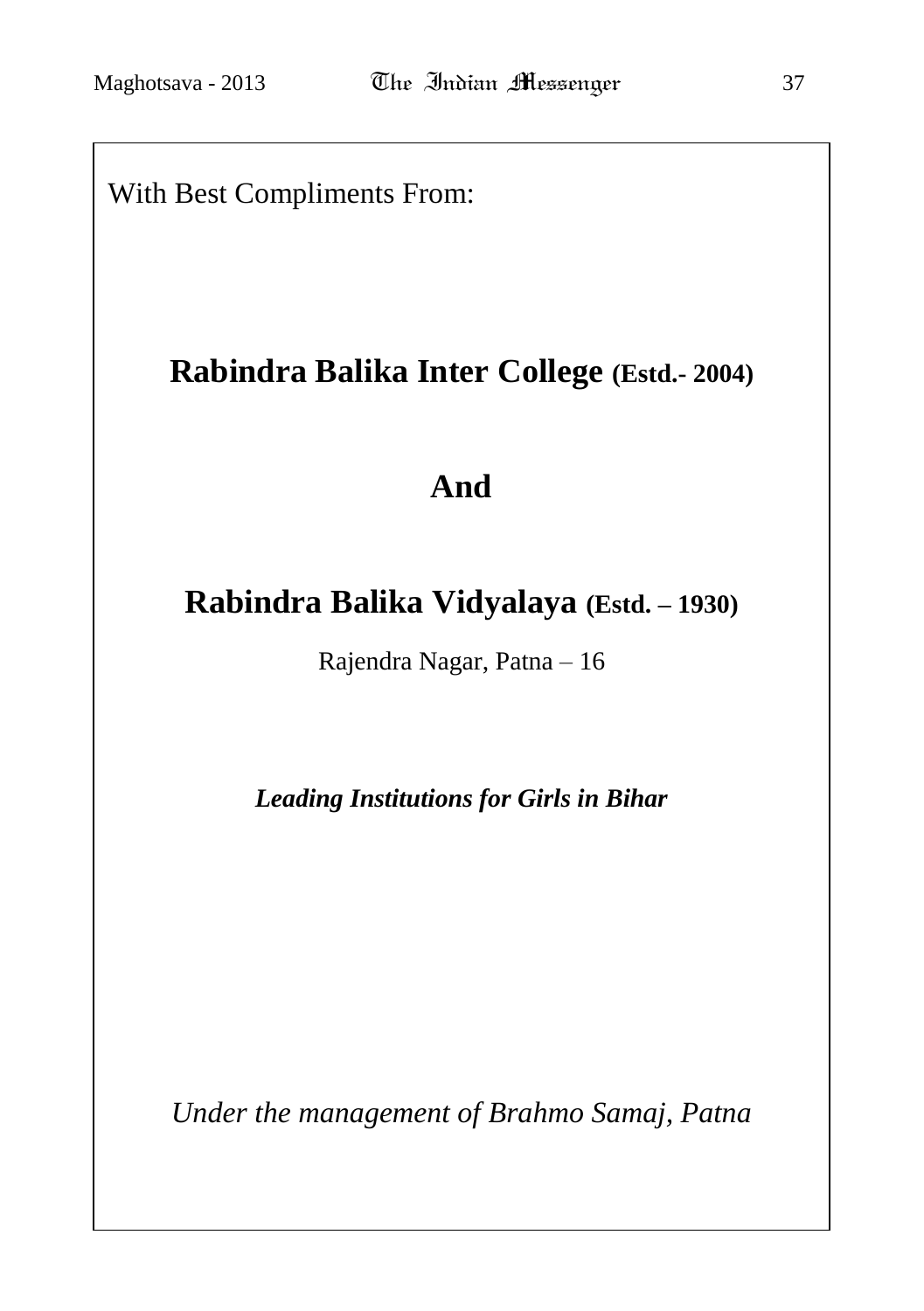With Best Compliments From:

## Rabindra Balika Inter College (Estd.- 2004)

## And

## Rabindra Balika Vidyalaya (Estd. – 1930)

Rajendra Nagar, Patna – 16

***Leading Institutions for Girls in Bihar***

*Under the management of Brahmo Samaj, Patna*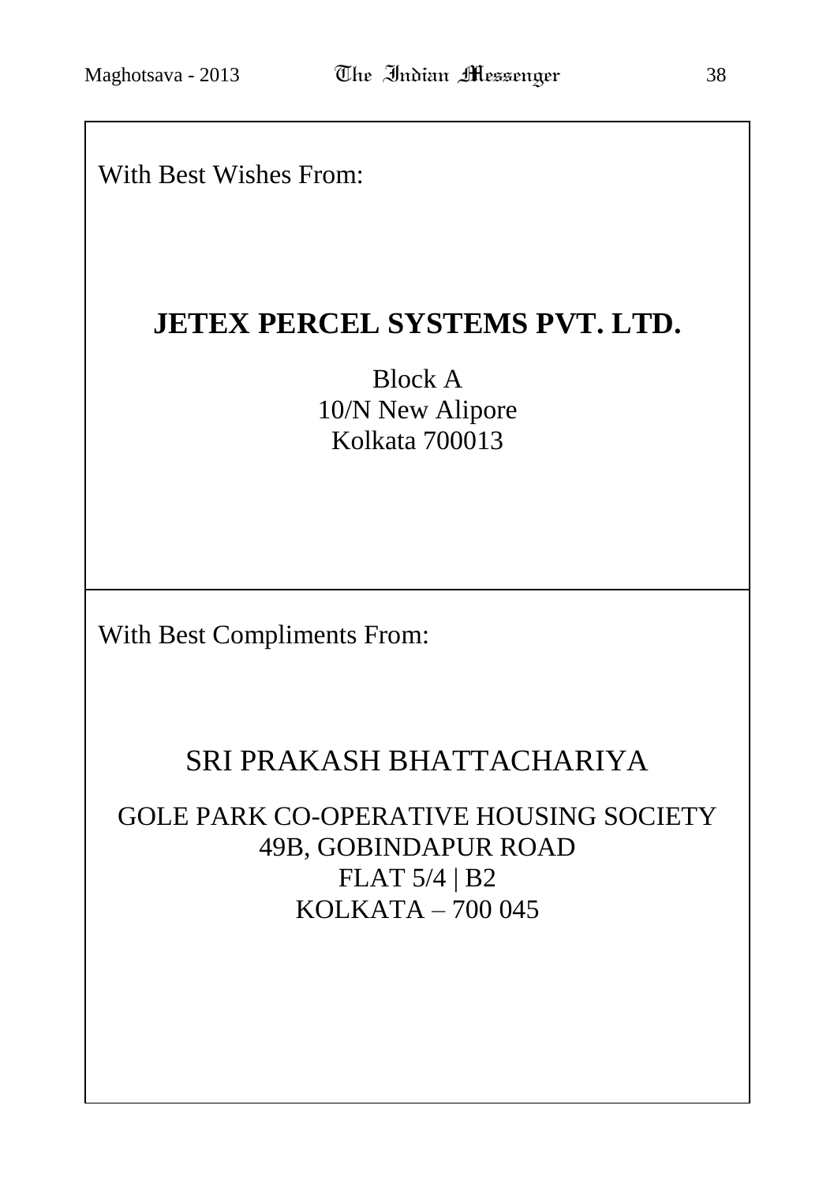With Best Wishes From:

**JETEX PERCEL SYSTEMS PVT. LTD.**

Block A
10/N New Alipore
Kolkata 700013

---

With Best Compliments From:

SRI PRAKASH BHATTACHARIYA

GOLE PARK CO-OPERATIVE HOUSING SOCIETY
49B, GOBINDAPUR ROAD
FLAT 5/4 | B2
KOLKATA – 700 045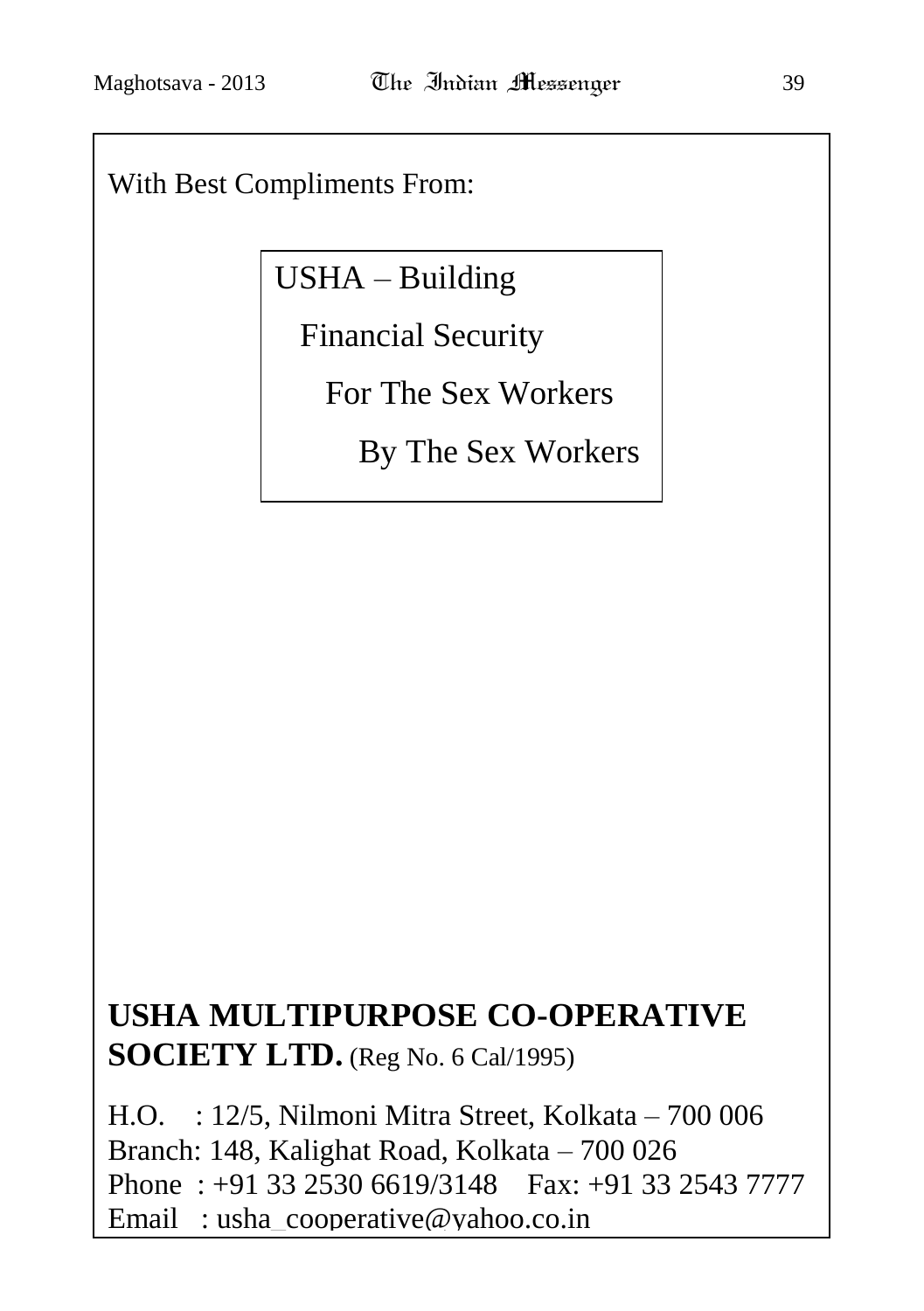With Best Compliments From:

USHA – Building
Financial Security
For The Sex Workers
By The Sex Workers

**USHA MULTIPURPOSE CO-OPERATIVE SOCIETY LTD.** (Reg No. 6 Cal/1995)

H.O. : 12/5, Nilmoni Mitra Street, Kolkata – 700 006
Branch: 148, Kalighat Road, Kolkata – 700 026
Phone : +91 33 2530 6619/3148 Fax: +91 33 2543 7777
Email : usha_cooperative@yahoo.co.in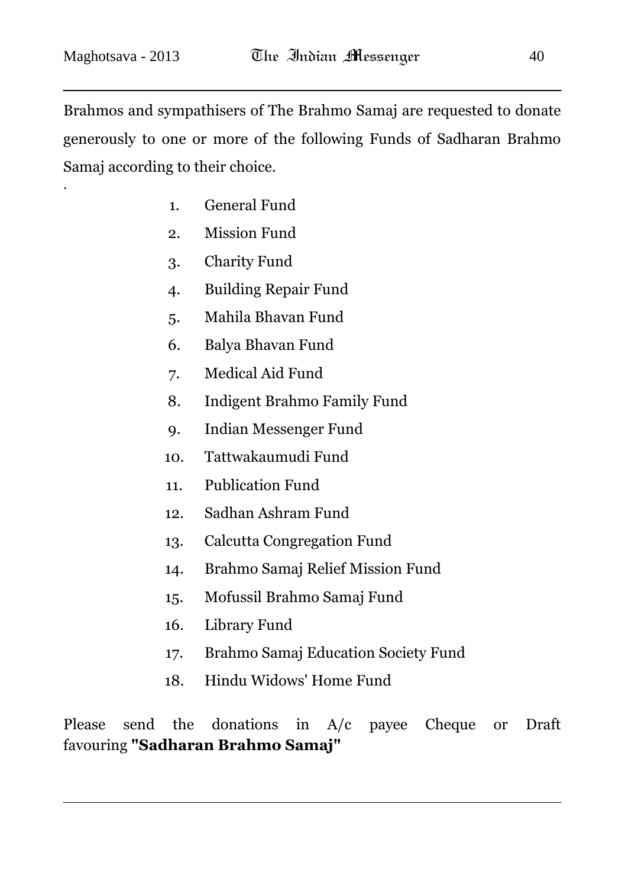Brahmos and sympathisers of The Brahmo Samaj are requested to donate generously to one or more of the following Funds of Sadharan Brahmo Samaj according to their choice.

1. General Fund
2. Mission Fund
3. Charity Fund
4. Building Repair Fund
5. Mahila Bhavan Fund
6. Balya Bhavan Fund
7. Medical Aid Fund
8. Indigent Brahmo Family Fund
9. Indian Messenger Fund
10. Tattwakaumudi Fund
11. Publication Fund
12. Sadhan Ashram Fund
13. Calcutta Congregation Fund
14. Brahmo Samaj Relief Mission Fund
15. Mofussil Brahmo Samaj Fund
16. Library Fund
17. Brahmo Samaj Education Society Fund
18. Hindu Widows' Home Fund

Please send the donations in A/c payee Cheque or Draft favouring **"Sadharan Brahmo Samaj"**